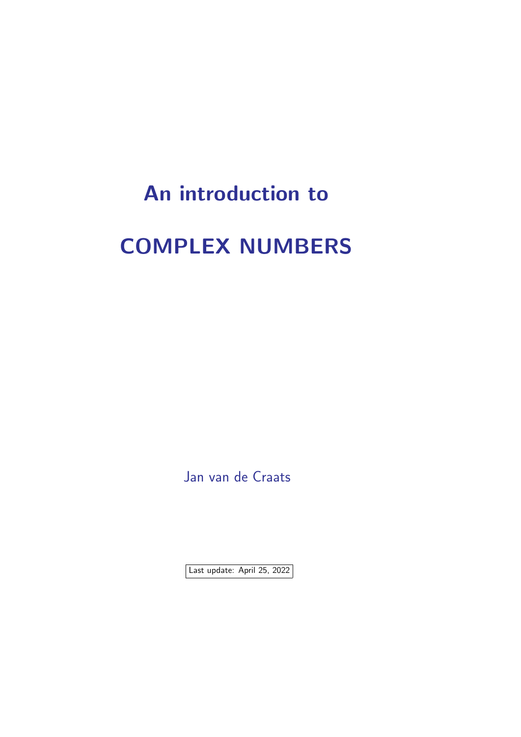# An introduction to

# COMPLEX NUMBERS

Jan van de Craats

Last update: April 25, 2022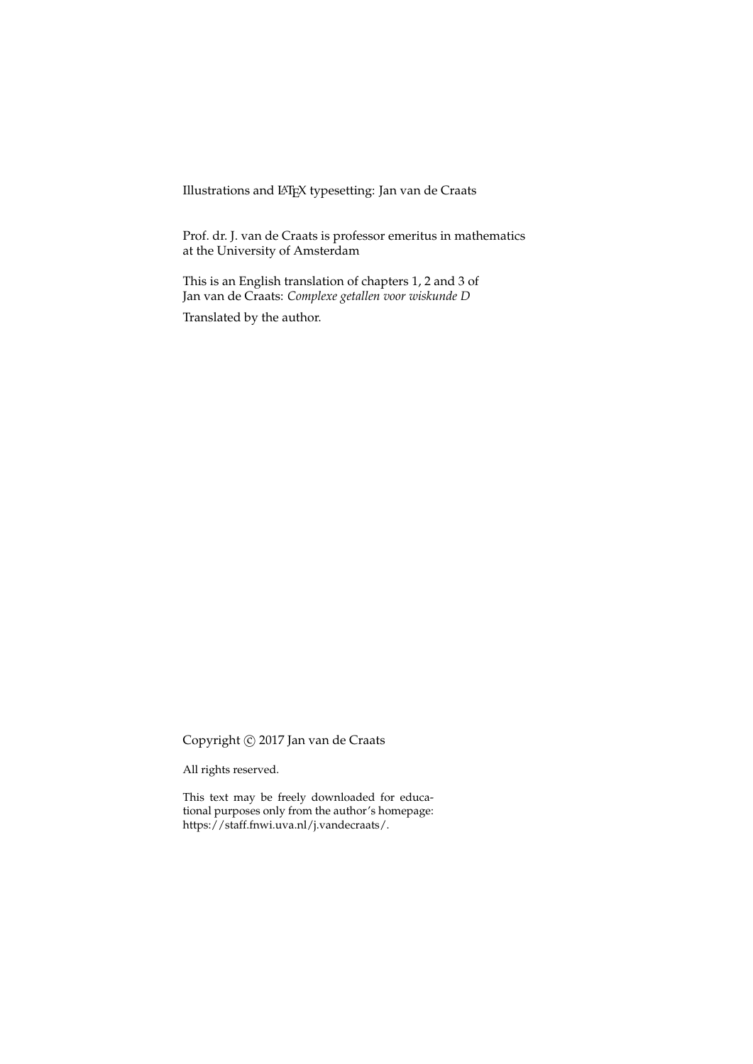Illustrations and LaTeX typesetting: Jan van de Craats

Prof. dr. J. van de Craats is professor emeritus in mathematics at the University of Amsterdam

This is an English translation of chapters 1, 2 and 3 of Jan van de Craats: *Complexe getallen voor wiskunde D*

Translated by the author.

Copyright © 2017 Jan van de Craats

All rights reserved.

This text may be freely downloaded for educational purposes only from the author's homepage: https://staff.fnwi.uva.nl/j.vandecraats/.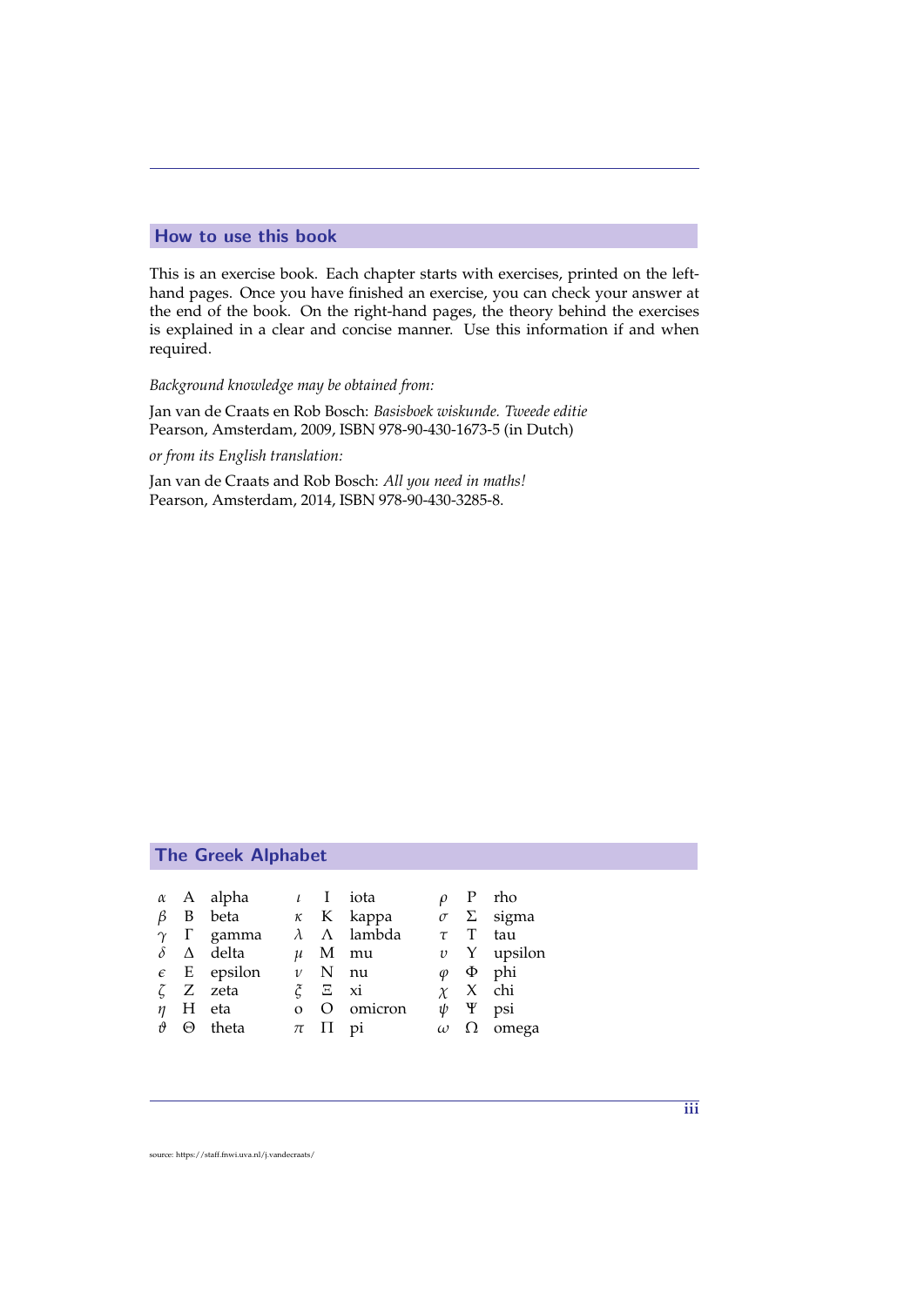## How to use this book

This is an exercise book. Each chapter starts with exercises, printed on the left-hand pages. Once you have finished an exercise, you can check your answer at the end of the book. On the right-hand pages, the theory behind the exercises is explained in a clear and concise manner. Use this information if and when required.

*Background knowledge may be obtained from:*

Jan van de Craats en Rob Bosch: *Basisboek wiskunde. Tweede editie*
Pearson, Amsterdam, 2009, ISBN 978-90-430-1673-5 (in Dutch)

*or from its English translation:*

Jan van de Craats and Rob Bosch: *All you need in maths!*
Pearson, Amsterdam, 2014, ISBN 978-90-430-3285-8.

## The Greek Alphabet

| | | | | | | | | |
|---|---|---|---|---|---|---|---|---|
| $\alpha$ | A | alpha | $\iota$ | I | iota | $\rho$ | P | rho |
| $\beta$ | B | beta | $\kappa$ | K | kappa | $\sigma$ | $\Sigma$ | sigma |
| $\gamma$ | $\Gamma$ | gamma | $\lambda$ | $\Lambda$ | lambda | $\tau$ | T | tau |
| $\delta$ | $\Delta$ | delta | $\mu$ | M | mu | $\upsilon$ | $\Upsilon$ | upsilon |
| $\epsilon$ | E | epsilon | $\nu$ | N | nu | $\varphi$ | $\Phi$ | phi |
| $\zeta$ | Z | zeta | $\xi$ | $\Xi$ | xi | $\chi$ | X | chi |
| $\eta$ | H | eta | o | O | omicron | $\psi$ | $\Psi$ | psi |
| $\vartheta$ | $\Theta$ | theta | $\pi$ | $\Pi$ | pi | $\omega$ | $\Omega$ | omega |

source: https://staff.fnwi.uva.nl/j.vandecraats/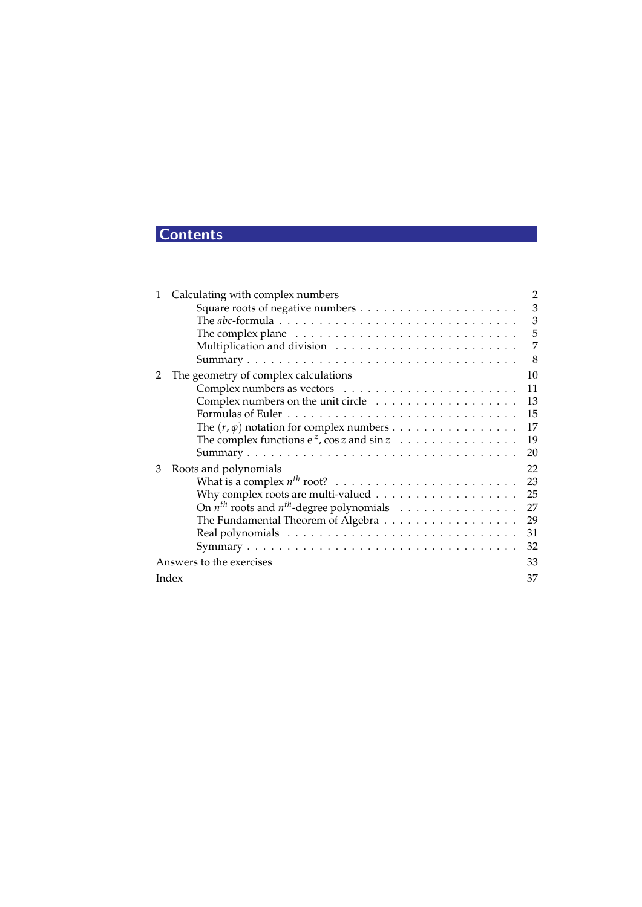# Contents

1 Calculating with complex numbers 2
- Square roots of negative numbers 3
- The *abc*-formula 3
- The complex plane 5
- Multiplication and division 7
- Summary 8

2 The geometry of complex calculations 10
- Complex numbers as vectors 11
- Complex numbers on the unit circle 13
- Formulas of Euler 15
- The $(r, \varphi)$ notation for complex numbers 17
- The complex functions $e^z$, $\cos z$ and $\sin z$ 19
- Summary 20

3 Roots and polynomials 22
- What is a complex $n^{th}$ root? 23
- Why complex roots are multi-valued 25
- On $n^{th}$ roots and $n^{th}$-degree polynomials 27
- The Fundamental Theorem of Algebra 29
- Real polynomials 31
- Symmary 32

Answers to the exercises 33

Index 37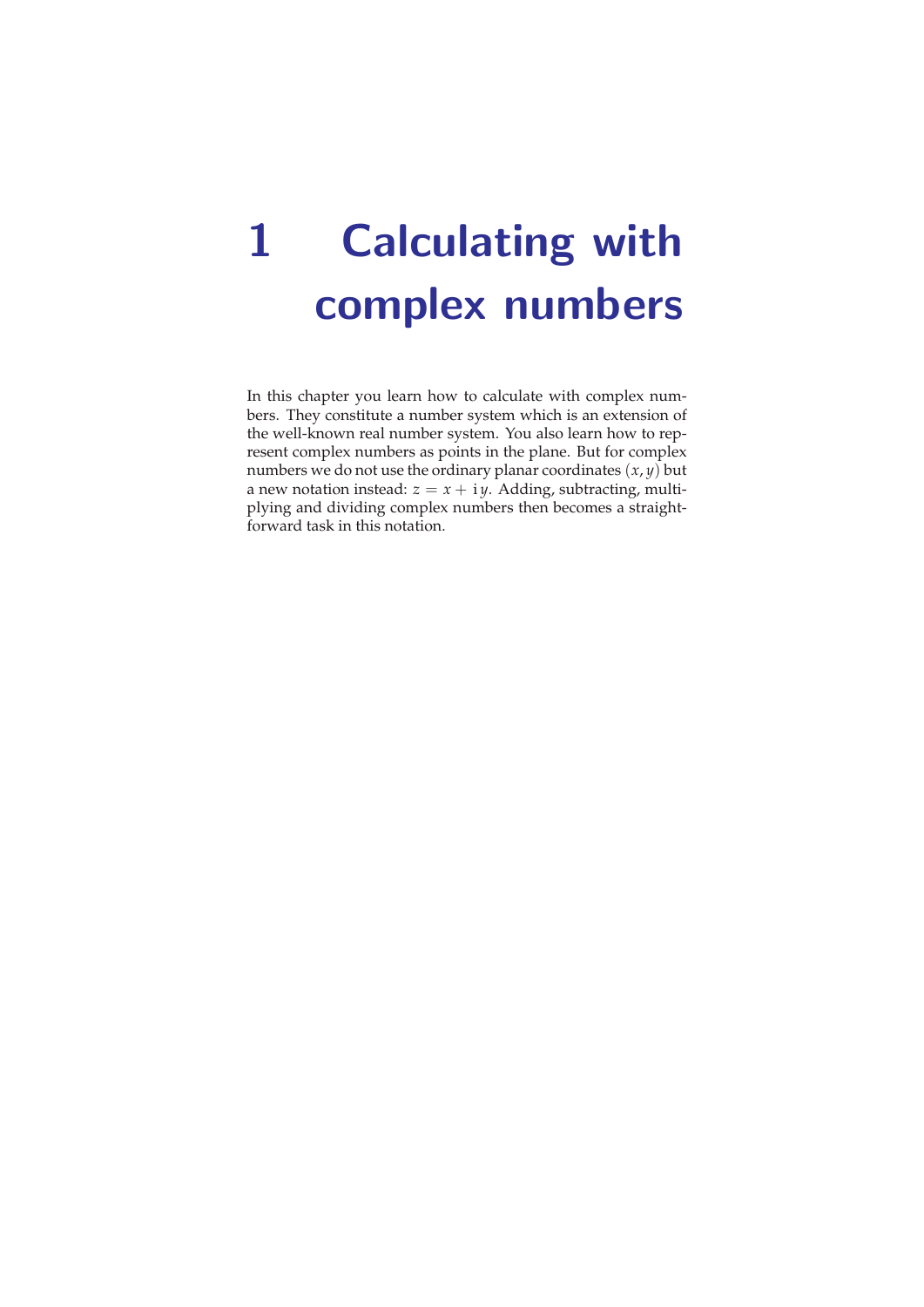# 1 Calculating with complex numbers

In this chapter you learn how to calculate with complex numbers. They constitute a number system which is an extension of the well-known real number system. You also learn how to represent complex numbers as points in the plane. But for complex numbers we do not use the ordinary planar coordinates $(x, y)$ but a new notation instead: $z = x + \mathrm{i}\,y$. Adding, subtracting, multiplying and dividing complex numbers then becomes a straightforward task in this notation.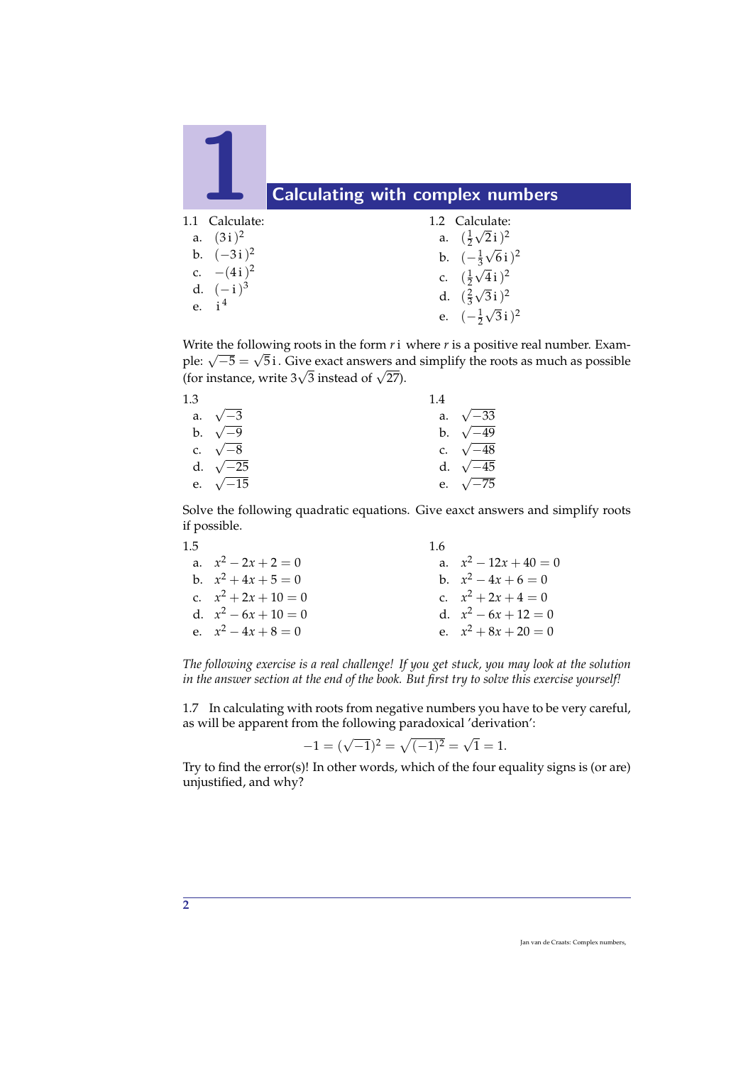# 1 Calculating with complex numbers

1.1 Calculate:

a. $(3\,\mathrm{i})^2$
b. $(-3\,\mathrm{i})^2$
c. $-(4\,\mathrm{i})^2$
d. $(-\,\mathrm{i})^3$
e. $\mathrm{i}^4$

1.2 Calculate:

a. $(\frac{1}{2}\sqrt{2}\,\mathrm{i})^2$
b. $(-\frac{1}{3}\sqrt{6}\,\mathrm{i})^2$
c. $(\frac{1}{2}\sqrt{4}\,\mathrm{i})^2$
d. $(\frac{2}{3}\sqrt{3}\,\mathrm{i})^2$
e. $(-\frac{1}{2}\sqrt{3}\,\mathrm{i})^2$

Write the following roots in the form $r\,\mathrm{i}$ where $r$ is a positive real number. Example: $\sqrt{-5} = \sqrt{5}\,\mathrm{i}$. Give exact answers and simplify the roots as much as possible (for instance, write $3\sqrt{3}$ instead of $\sqrt{27}$).

1.3

a. $\sqrt{-3}$
b. $\sqrt{-9}$
c. $\sqrt{-8}$
d. $\sqrt{-25}$
e. $\sqrt{-15}$

1.4

a. $\sqrt{-33}$
b. $\sqrt{-49}$
c. $\sqrt{-48}$
d. $\sqrt{-45}$
e. $\sqrt{-75}$

Solve the following quadratic equations. Give eaxct answers and simplify roots if possible.

1.5

a. $x^2 - 2x + 2 = 0$
b. $x^2 + 4x + 5 = 0$
c. $x^2 + 2x + 10 = 0$
d. $x^2 - 6x + 10 = 0$
e. $x^2 - 4x + 8 = 0$

1.6

a. $x^2 - 12x + 40 = 0$
b. $x^2 - 4x + 6 = 0$
c. $x^2 + 2x + 4 = 0$
d. $x^2 - 6x + 12 = 0$
e. $x^2 + 8x + 20 = 0$

*The following exercise is a real challenge! If you get stuck, you may look at the solution in the answer section at the end of the book. But first try to solve this exercise yourself!*

1.7 In calculating with roots from negative numbers you have to be very careful, as will be apparent from the following paradoxical 'derivation':

$$-1 = (\sqrt{-1})^2 = \sqrt{(-1)^2} = \sqrt{1} = 1.$$

Try to find the error(s)! In other words, which of the four equality signs is (or are) unjustified, and why?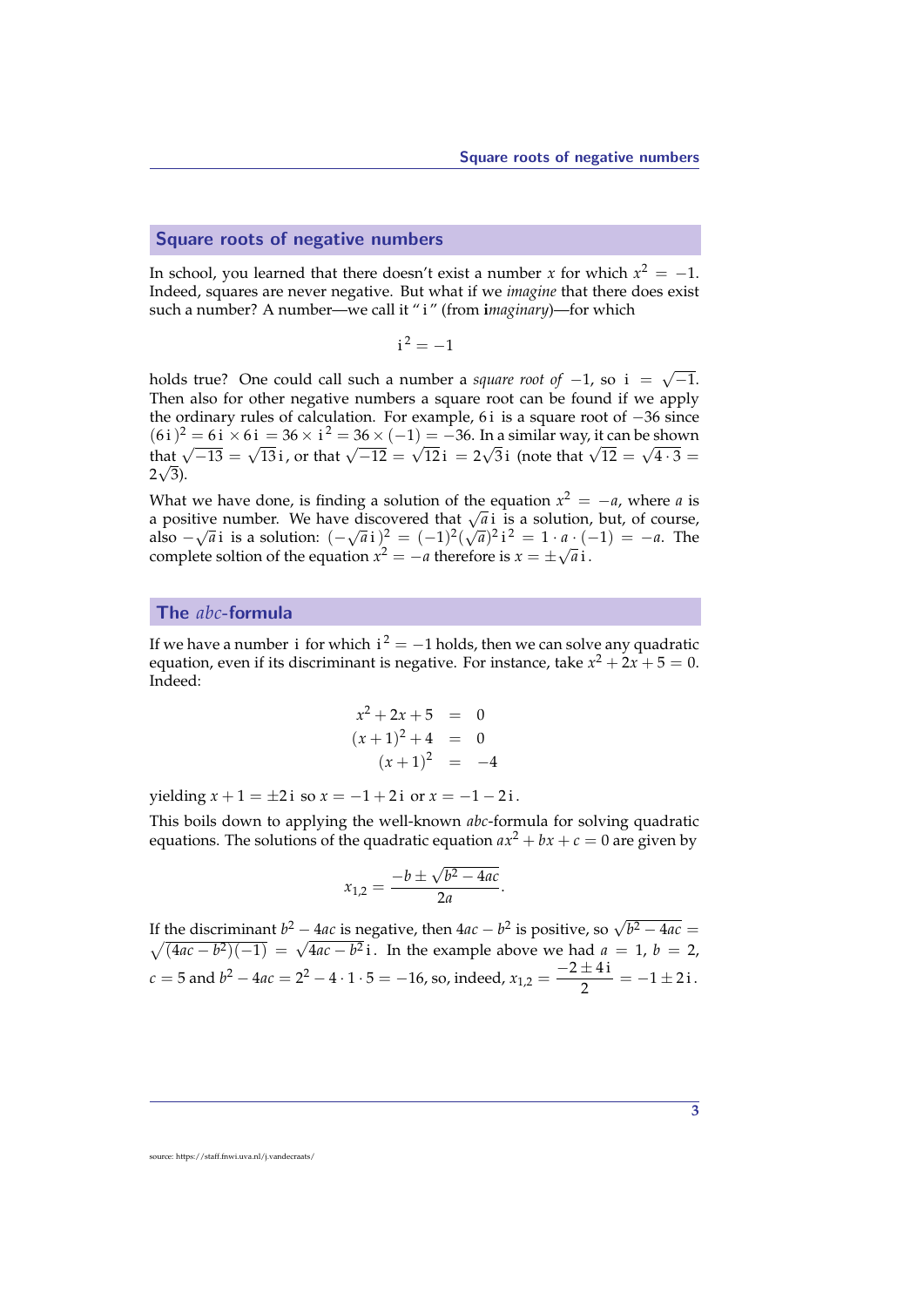## Square roots of negative numbers

In school, you learned that there doesn't exist a number $x$ for which $x^2 = -1$. Indeed, squares are never negative. But what if we *imagine* that there does exist such a number? A number—we call it " i " (from **i***maginary*)—for which

$$\mathrm{i}^2 = -1$$

holds true? One could call such a number a *square root of* $-1$, so $\mathrm{i} = \sqrt{-1}$. Then also for other negative numbers a square root can be found if we apply the ordinary rules of calculation. For example, $6\,\mathrm{i}$ is a square root of $-36$ since $(6\,\mathrm{i})^2 = 6\,\mathrm{i} \times 6\,\mathrm{i} = 36 \times \mathrm{i}^2 = 36 \times (-1) = -36$. In a similar way, it can be shown that $\sqrt{-13} = \sqrt{13}\,\mathrm{i}$, or that $\sqrt{-12} = \sqrt{12}\,\mathrm{i} = 2\sqrt{3}\,\mathrm{i}$ (note that $\sqrt{12} = \sqrt{4 \cdot 3} = 2\sqrt{3}$).

What we have done, is finding a solution of the equation $x^2 = -a$, where $a$ is a positive number. We have discovered that $\sqrt{a}\,\mathrm{i}$ is a solution, but, of course, also $-\sqrt{a}\,\mathrm{i}$ is a solution: $(-\sqrt{a}\,\mathrm{i})^2 = (-1)^2(\sqrt{a})^2\,\mathrm{i}^2 = 1 \cdot a \cdot (-1) = -a$. The complete soltion of the equation $x^2 = -a$ therefore is $x = \pm\sqrt{a}\,\mathrm{i}$.

## The *abc*-formula

If we have a number $\mathrm{i}$ for which $\mathrm{i}^2 = -1$ holds, then we can solve any quadratic equation, even if its discriminant is negative. For instance, take $x^2 + 2x + 5 = 0$. Indeed:

$$\begin{aligned} x^2 + 2x + 5 &= 0 \\ (x+1)^2 + 4 &= 0 \\ (x+1)^2 &= -4 \end{aligned}$$

yielding $x + 1 = \pm 2\,\mathrm{i}$ so $x = -1 + 2\,\mathrm{i}$ or $x = -1 - 2\,\mathrm{i}$.

This boils down to applying the well-known *abc*-formula for solving quadratic equations. The solutions of the quadratic equation $ax^2 + bx + c = 0$ are given by

$$x_{1,2} = \frac{-b \pm \sqrt{b^2 - 4ac}}{2a}.$$

If the discriminant $b^2 - 4ac$ is negative, then $4ac - b^2$ is positive, so $\sqrt{b^2 - 4ac} = \sqrt{(4ac - b^2)(-1)} = \sqrt{4ac - b^2}\,\mathrm{i}$. In the example above we had $a = 1$, $b = 2$, $c = 5$ and $b^2 - 4ac = 2^2 - 4 \cdot 1 \cdot 5 = -16$, so, indeed, $x_{1,2} = \dfrac{-2 \pm 4\,\mathrm{i}}{2} = -1 \pm 2\,\mathrm{i}$.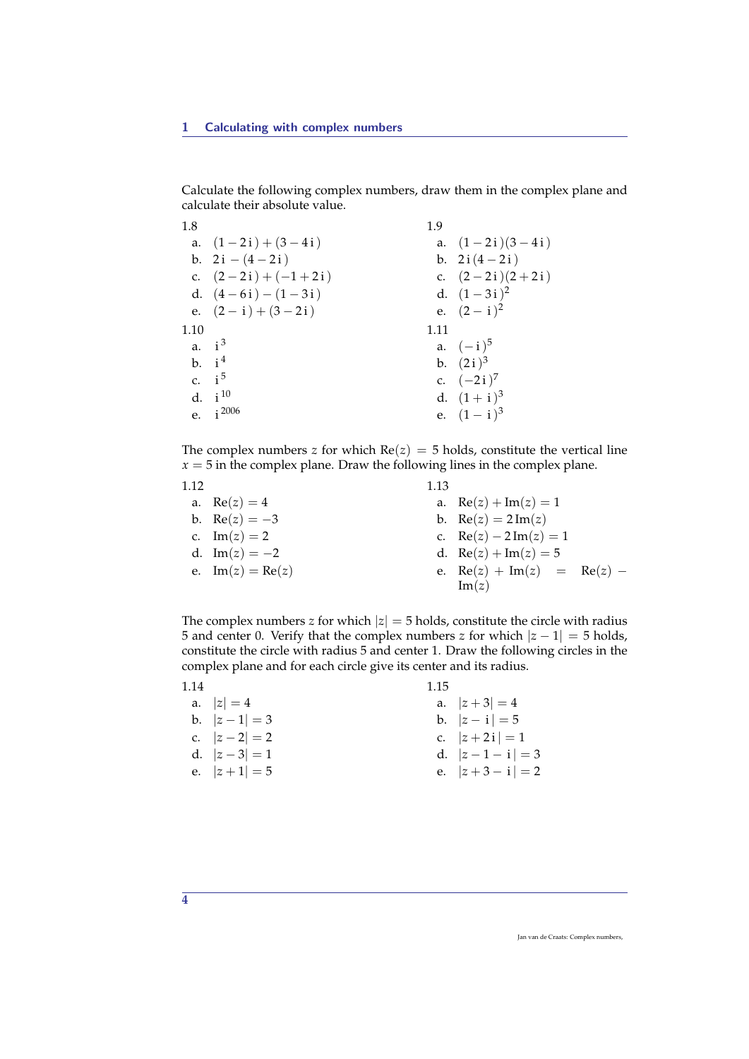Calculate the following complex numbers, draw them in the complex plane and calculate their absolute value.

1.8

a. $(1-2\mathrm{i})+(3-4\mathrm{i})$
b. $2\mathrm{i}-(4-2\mathrm{i})$
c. $(2-2\mathrm{i})+(-1+2\mathrm{i})$
d. $(4-6\mathrm{i})-(1-3\mathrm{i})$
e. $(2-\mathrm{i})+(3-2\mathrm{i})$

1.9

a. $(1-2\mathrm{i})(3-4\mathrm{i})$
b. $2\mathrm{i}(4-2\mathrm{i})$
c. $(2-2\mathrm{i})(2+2\mathrm{i})$
d. $(1-3\mathrm{i})^2$
e. $(2-\mathrm{i})^2$

1.10

a. $\mathrm{i}^3$
b. $\mathrm{i}^4$
c. $\mathrm{i}^5$
d. $\mathrm{i}^{10}$
e. $\mathrm{i}^{2006}$

1.11

a. $(-\mathrm{i})^5$
b. $(2\mathrm{i})^3$
c. $(-2\mathrm{i})^7$
d. $(1+\mathrm{i})^3$
e. $(1-\mathrm{i})^3$

The complex numbers $z$ for which $\mathrm{Re}(z)=5$ holds, constitute the vertical line $x=5$ in the complex plane. Draw the following lines in the complex plane.

1.12

a. $\mathrm{Re}(z)=4$
b. $\mathrm{Re}(z)=-3$
c. $\mathrm{Im}(z)=2$
d. $\mathrm{Im}(z)=-2$
e. $\mathrm{Im}(z)=\mathrm{Re}(z)$

1.13

a. $\mathrm{Re}(z)+\mathrm{Im}(z)=1$
b. $\mathrm{Re}(z)=2\,\mathrm{Im}(z)$
c. $\mathrm{Re}(z)-2\,\mathrm{Im}(z)=1$
d. $\mathrm{Re}(z)+\mathrm{Im}(z)=5$
e. $\mathrm{Re}(z)+\mathrm{Im}(z)=\mathrm{Re}(z)-\mathrm{Im}(z)$

The complex numbers $z$ for which $|z|=5$ holds, constitute the circle with radius 5 and center 0. Verify that the complex numbers $z$ for which $|z-1|=5$ holds, constitute the circle with radius 5 and center 1. Draw the following circles in the complex plane and for each circle give its center and its radius.

1.14

a. $|z|=4$
b. $|z-1|=3$
c. $|z-2|=2$
d. $|z-3|=1$
e. $|z+1|=5$

1.15

a. $|z+3|=4$
b. $|z-\mathrm{i}|=5$
c. $|z+2\mathrm{i}|=1$
d. $|z-1-\mathrm{i}|=3$
e. $|z+3-\mathrm{i}|=2$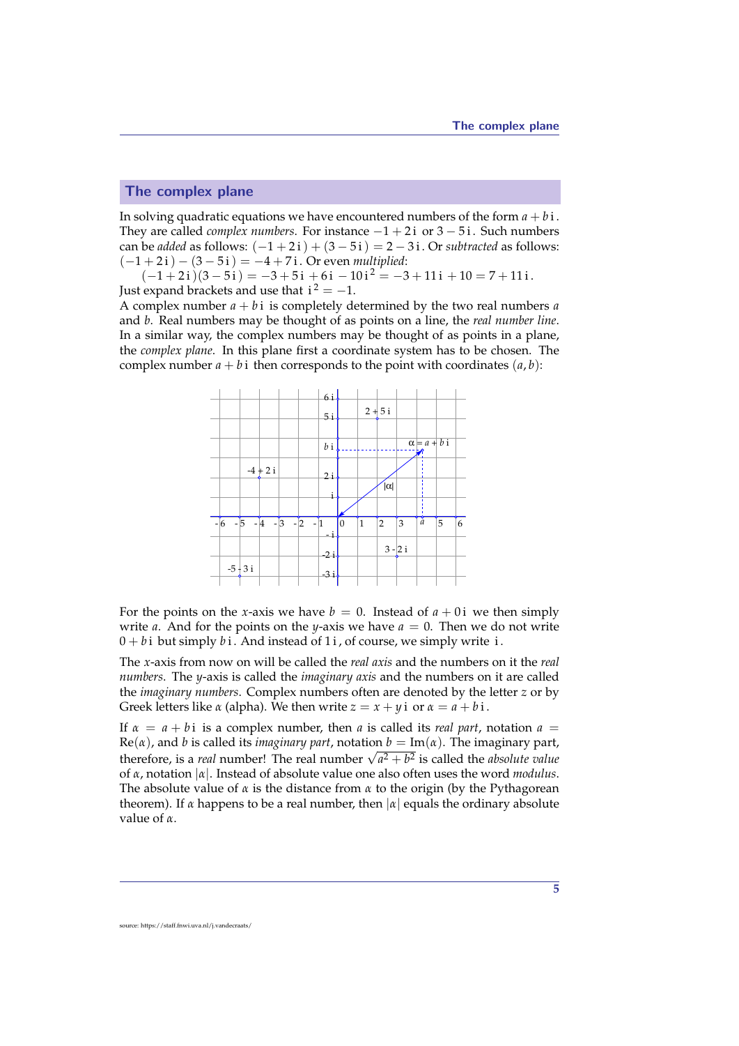## The complex plane

In solving quadratic equations we have encountered numbers of the form $a + b\,\mathrm{i}$. They are called *complex numbers*. For instance $-1 + 2\,\mathrm{i}$ or $3 - 5\,\mathrm{i}$. Such numbers can be *added* as follows: $(-1 + 2\,\mathrm{i}) + (3 - 5\,\mathrm{i}) = 2 - 3\,\mathrm{i}$. Or *subtracted* as follows: $(-1 + 2\,\mathrm{i}) - (3 - 5\,\mathrm{i}) = -4 + 7\,\mathrm{i}$. Or even *multiplied*:

$$(-1 + 2\,\mathrm{i})(3 - 5\,\mathrm{i}) = -3 + 5\,\mathrm{i} + 6\mathrm{i} - 10\,\mathrm{i}^2 = -3 + 11\,\mathrm{i} + 10 = 7 + 11\,\mathrm{i}.$$

Just expand brackets and use that $\mathrm{i}^2 = -1$.

A complex number $a + b\,\mathrm{i}$ is completely determined by the two real numbers $a$ and $b$. Real numbers may be thought of as points on a line, the *real number line*. In a similar way, the complex numbers may be thought of as points in a plane, the *complex plane*. In this plane first a coordinate system has to be chosen. The complex number $a + b\,\mathrm{i}$ then corresponds to the point with coordinates $(a, b)$:

For the points on the $x$-axis we have $b = 0$. Instead of $a + 0\,\mathrm{i}$ we then simply write $a$. And for the points on the $y$-axis we have $a = 0$. Then we do not write $0 + b\,\mathrm{i}$ but simply $b\,\mathrm{i}$. And instead of $1\,\mathrm{i}$, of course, we simply write $\mathrm{i}$.

The $x$-axis from now on will be called the *real axis* and the numbers on it the *real numbers*. The $y$-axis is called the *imaginary axis* and the numbers on it are called the *imaginary numbers*. Complex numbers often are denoted by the letter $z$ or by Greek letters like $\alpha$ (alpha). We then write $z = x + y\,\mathrm{i}$ or $\alpha = a + b\,\mathrm{i}$.

If $\alpha = a + b\,\mathrm{i}$ is a complex number, then $a$ is called its *real part*, notation $a = \mathrm{Re}(\alpha)$, and $b$ is called its *imaginary part*, notation $b = \mathrm{Im}(\alpha)$. The imaginary part, therefore, is a *real* number! The real number $\sqrt{a^2 + b^2}$ is called the *absolute value* of $\alpha$, notation $|\alpha|$. Instead of absolute value one also often uses the word *modulus*. The absolute value of $\alpha$ is the distance from $\alpha$ to the origin (by the Pythagorean theorem). If $\alpha$ happens to be a real number, then $|\alpha|$ equals the ordinary absolute value of $\alpha$.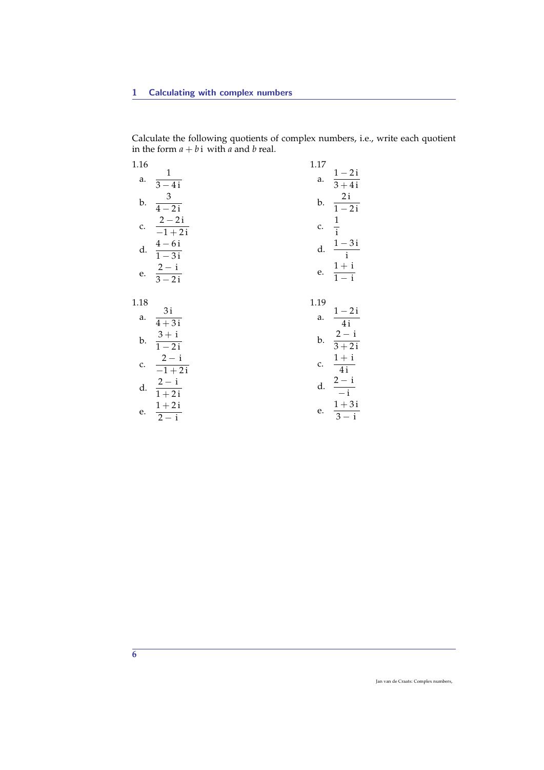Calculate the following quotients of complex numbers, i.e., write each quotient in the form $a + b\,\mathrm{i}$ with $a$ and $b$ real.

**1.16**

a. $\dfrac{1}{3-4\,\mathrm{i}}$

b. $\dfrac{3}{4-2\,\mathrm{i}}$

c. $\dfrac{2-2\,\mathrm{i}}{-1+2\,\mathrm{i}}$

d. $\dfrac{4-6\,\mathrm{i}}{1-3\,\mathrm{i}}$

e. $\dfrac{2-\mathrm{i}}{3-2\,\mathrm{i}}$

**1.17**

a. $\dfrac{1-2\,\mathrm{i}}{3+4\,\mathrm{i}}$

b. $\dfrac{2\,\mathrm{i}}{1-2\,\mathrm{i}}$

c. $\dfrac{1}{\mathrm{i}}$

d. $\dfrac{1-3\,\mathrm{i}}{\mathrm{i}}$

e. $\dfrac{1+\mathrm{i}}{1-\mathrm{i}}$

**1.18**

a. $\dfrac{3\,\mathrm{i}}{4+3\,\mathrm{i}}$

b. $\dfrac{3+\mathrm{i}}{1-2\,\mathrm{i}}$

c. $\dfrac{2-\mathrm{i}}{-1+2\,\mathrm{i}}$

d. $\dfrac{2-\mathrm{i}}{1+2\,\mathrm{i}}$

e. $\dfrac{1+2\,\mathrm{i}}{2-\mathrm{i}}$

**1.19**

a. $\dfrac{1-2\,\mathrm{i}}{4\,\mathrm{i}}$

b. $\dfrac{2-\mathrm{i}}{3+2\,\mathrm{i}}$

c. $\dfrac{1+\mathrm{i}}{4\,\mathrm{i}}$

d. $\dfrac{2-\mathrm{i}}{-\mathrm{i}}$

e. $\dfrac{1+3\,\mathrm{i}}{3-\mathrm{i}}$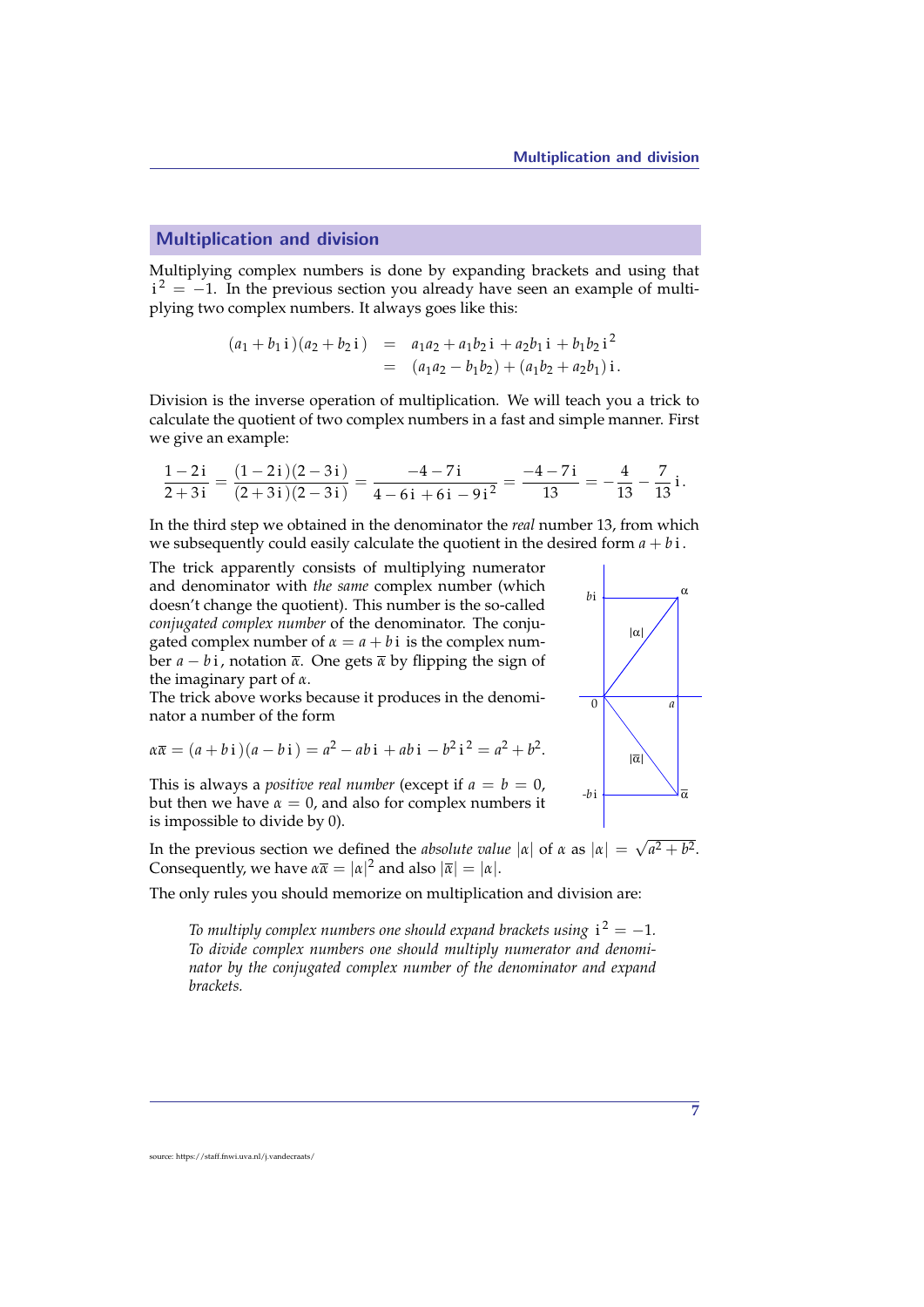## Multiplication and division

Multiplying complex numbers is done by expanding brackets and using that $\mathrm{i}^2 = -1$. In the previous section you already have seen an example of multiplying two complex numbers. It always goes like this:

$$
\begin{aligned}
(a_1 + b_1\,\mathrm{i})(a_2 + b_2\,\mathrm{i}) &= a_1a_2 + a_1b_2\,\mathrm{i} + a_2b_1\,\mathrm{i} + b_1b_2\,\mathrm{i}^2 \\
&= (a_1a_2 - b_1b_2) + (a_1b_2 + a_2b_1)\,\mathrm{i}.
\end{aligned}
$$

Division is the inverse operation of multiplication. We will teach you a trick to calculate the quotient of two complex numbers in a fast and simple manner. First we give an example:

$$
\frac{1-2\,\mathrm{i}}{2+3\,\mathrm{i}} = \frac{(1-2\,\mathrm{i})(2-3\,\mathrm{i})}{(2+3\,\mathrm{i})(2-3\,\mathrm{i})} = \frac{-4-7\,\mathrm{i}}{4-6\,\mathrm{i}+6\,\mathrm{i}-9\,\mathrm{i}^2} = \frac{-4-7\,\mathrm{i}}{13} = -\frac{4}{13} - \frac{7}{13}\,\mathrm{i}.
$$

In the third step we obtained in the denominator the *real* number 13, from which we subsequently could easily calculate the quotient in the desired form $a + b\,\mathrm{i}$.

The trick apparently consists of multiplying numerator and denominator with *the same* complex number (which doesn't change the quotient). This number is the so-called *conjugated complex number* of the denominator. The conjugated complex number of $\alpha = a + b\,\mathrm{i}$ is the complex number $a - b\,\mathrm{i}$, notation $\overline{\alpha}$. One gets $\overline{\alpha}$ by flipping the sign of the imaginary part of $\alpha$.

The trick above works because it produces in the denominator a number of the form

$$
\alpha\overline{\alpha} = (a + b\,\mathrm{i})(a - b\,\mathrm{i}) = a^2 - ab\,\mathrm{i} + ab\,\mathrm{i} - b^2\,\mathrm{i}^2 = a^2 + b^2.
$$

This is always a *positive real number* (except if $a = b = 0$, but then we have $\alpha = 0$, and also for complex numbers it is impossible to divide by 0).

In the previous section we defined the *absolute value* $|\alpha|$ of $\alpha$ as $|\alpha| = \sqrt{a^2 + b^2}$. Consequently, we have $\alpha\overline{\alpha} = |\alpha|^2$ and also $|\overline{\alpha}| = |\alpha|$.

The only rules you should memorize on multiplication and division are:

> *To multiply complex numbers one should expand brackets using* $\mathrm{i}^2 = -1$.
> *To divide complex numbers one should multiply numerator and denominator by the conjugated complex number of the denominator and expand brackets.*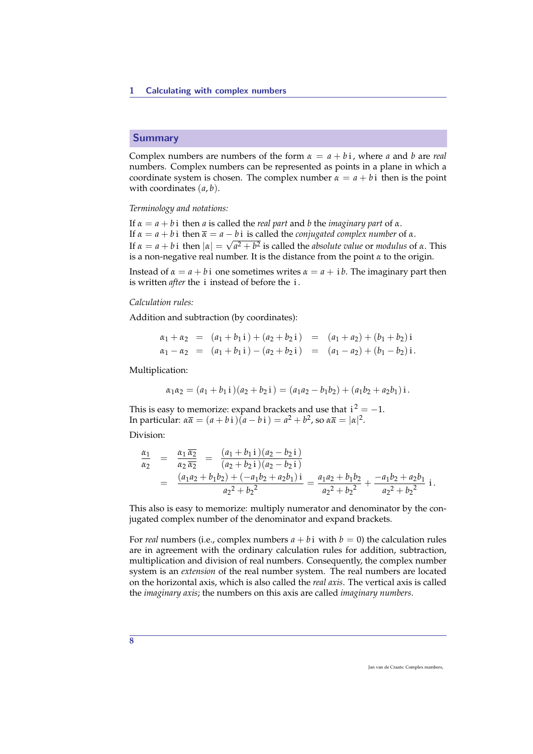## Summary

Complex numbers are numbers of the form $\alpha = a + b\,\mathrm{i}$, where $a$ and $b$ are *real* numbers. Complex numbers can be represented as points in a plane in which a coordinate system is chosen. The complex number $\alpha = a + b\,\mathrm{i}$ then is the point with coordinates $(a, b)$.

*Terminology and notations:*

If $\alpha = a + b\,\mathrm{i}$ then $a$ is called the *real part* and $b$ the *imaginary part* of $\alpha$.
If $\alpha = a + b\,\mathrm{i}$ then $\overline{\alpha} = a - b\,\mathrm{i}$ is called the *conjugated complex number* of $\alpha$.
If $\alpha = a + b\,\mathrm{i}$ then $|\alpha| = \sqrt{a^2 + b^2}$ is called the *absolute value* or *modulus* of $\alpha$. This is a non-negative real number. It is the distance from the point $\alpha$ to the origin.

Instead of $\alpha = a + b\,\mathrm{i}$ one sometimes writes $\alpha = a + \mathrm{i}\,b$. The imaginary part then is written *after* the $\mathrm{i}$ instead of before the $\mathrm{i}$.

*Calculation rules:*

Addition and subtraction (by coordinates):

$$
\begin{aligned}
\alpha_1 + \alpha_2 &= (a_1 + b_1\,\mathrm{i}) + (a_2 + b_2\,\mathrm{i}) = (a_1 + a_2) + (b_1 + b_2)\,\mathrm{i} \\
\alpha_1 - \alpha_2 &= (a_1 + b_1\,\mathrm{i}) - (a_2 + b_2\,\mathrm{i}) = (a_1 - a_2) + (b_1 - b_2)\,\mathrm{i}.
\end{aligned}
$$

Multiplication:

$$
\alpha_1 \alpha_2 = (a_1 + b_1\,\mathrm{i})(a_2 + b_2\,\mathrm{i}) = (a_1 a_2 - b_1 b_2) + (a_1 b_2 + a_2 b_1)\,\mathrm{i}.
$$

This is easy to memorize: expand brackets and use that $\mathrm{i}^2 = -1$.
In particular: $\alpha\overline{\alpha} = (a + b\,\mathrm{i})(a - b\,\mathrm{i}) = a^2 + b^2$, so $\alpha\overline{\alpha} = |\alpha|^2$.

Division:

$$
\begin{aligned}
\frac{\alpha_1}{\alpha_2} &= \frac{\alpha_1\,\overline{\alpha_2}}{\alpha_2\,\overline{\alpha_2}} = \frac{(a_1 + b_1\,\mathrm{i})(a_2 - b_2\,\mathrm{i})}{(a_2 + b_2\,\mathrm{i})(a_2 - b_2\,\mathrm{i})} \\
&= \frac{(a_1 a_2 + b_1 b_2) + (-a_1 b_2 + a_2 b_1)\,\mathrm{i}}{{a_2}^2 + {b_2}^2} = \frac{a_1 a_2 + b_1 b_2}{{a_2}^2 + {b_2}^2} + \frac{-a_1 b_2 + a_2 b_1}{{a_2}^2 + {b_2}^2}\,\mathrm{i}.
\end{aligned}
$$

This also is easy to memorize: multiply numerator and denominator by the conjugated complex number of the denominator and expand brackets.

For *real* numbers (i.e., complex numbers $a + b\,\mathrm{i}$ with $b = 0$) the calculation rules are in agreement with the ordinary calculation rules for addition, subtraction, multiplication and division of real numbers. Consequently, the complex number system is an *extension* of the real number system. The real numbers are located on the horizontal axis, which is also called the *real axis*. The vertical axis is called the *imaginary axis*; the numbers on this axis are called *imaginary numbers*.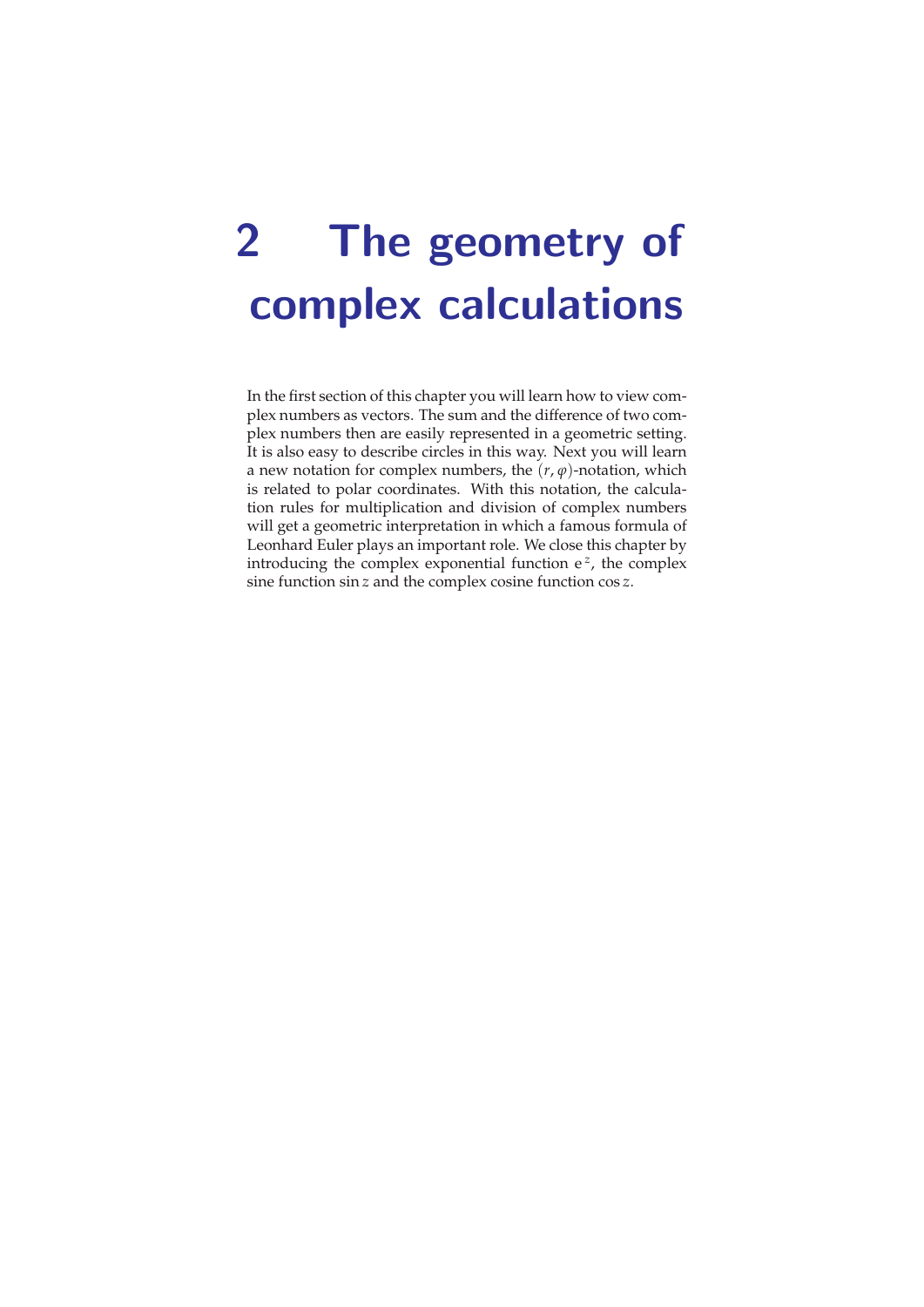# 2 The geometry of complex calculations

In the first section of this chapter you will learn how to view complex numbers as vectors. The sum and the difference of two complex numbers then are easily represented in a geometric setting. It is also easy to describe circles in this way. Next you will learn a new notation for complex numbers, the $(r, \varphi)$-notation, which is related to polar coordinates. With this notation, the calculation rules for multiplication and division of complex numbers will get a geometric interpretation in which a famous formula of Leonhard Euler plays an important role. We close this chapter by introducing the complex exponential function $e^z$, the complex sine function $\sin z$ and the complex cosine function $\cos z$.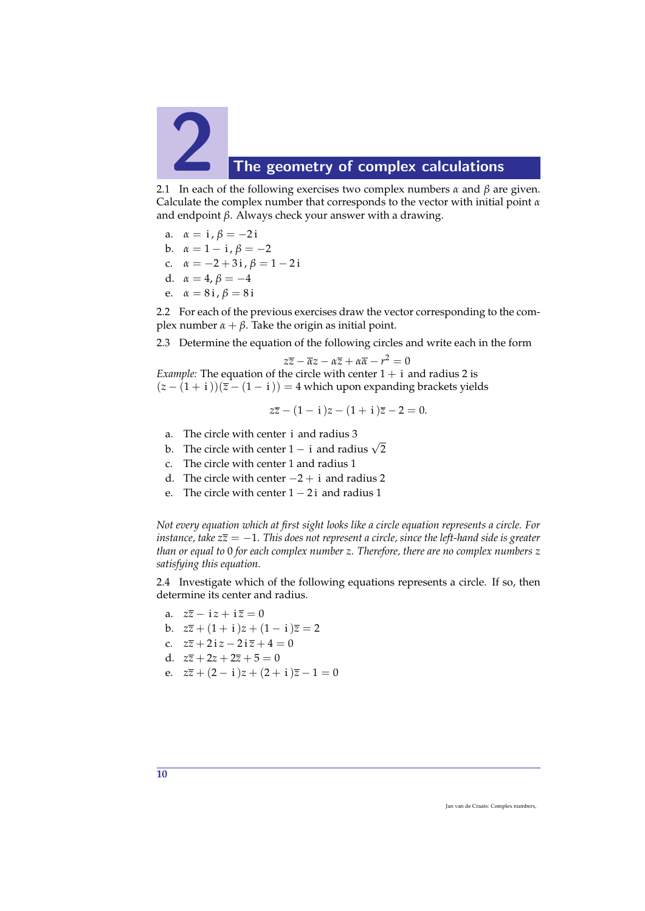# 2 The geometry of complex calculations

2.1 In each of the following exercises two complex numbers $\alpha$ and $\beta$ are given. Calculate the complex number that corresponds to the vector with initial point $\alpha$ and endpoint $\beta$. Always check your answer with a drawing.

a. $\alpha = \mathrm{i}$, $\beta = -2\mathrm{i}$
b. $\alpha = 1 - \mathrm{i}$, $\beta = -2$
c. $\alpha = -2 + 3\mathrm{i}$, $\beta = 1 - 2\mathrm{i}$
d. $\alpha = 4$, $\beta = -4$
e. $\alpha = 8\mathrm{i}$, $\beta = 8\mathrm{i}$

2.2 For each of the previous exercises draw the vector corresponding to the complex number $\alpha + \beta$. Take the origin as initial point.

2.3 Determine the equation of the following circles and write each in the form

$$z\overline{z} - \overline{\alpha}z - \alpha\overline{z} + \alpha\overline{\alpha} - r^2 = 0$$

*Example:* The equation of the circle with center $1 + \mathrm{i}$ and radius 2 is $(z - (1 + \mathrm{i}))(\overline{z} - (1 - \mathrm{i})) = 4$ which upon expanding brackets yields

$$z\overline{z} - (1 - \mathrm{i})z - (1 + \mathrm{i})\overline{z} - 2 = 0.$$

a. The circle with center $\mathrm{i}$ and radius 3
b. The circle with center $1 - \mathrm{i}$ and radius $\sqrt{2}$
c. The circle with center 1 and radius 1
d. The circle with center $-2 + \mathrm{i}$ and radius 2
e. The circle with center $1 - 2\mathrm{i}$ and radius 1

*Not every equation which at first sight looks like a circle equation represents a circle. For instance, take $z\overline{z} = -1$. This does not represent a circle, since the left-hand side is greater than or equal to 0 for each complex number $z$. Therefore, there are no complex numbers $z$ satisfying this equation.*

2.4 Investigate which of the following equations represents a circle. If so, then determine its center and radius.

a. $z\overline{z} - \mathrm{i}z + \mathrm{i}\overline{z} = 0$
b. $z\overline{z} + (1 + \mathrm{i})z + (1 - \mathrm{i})\overline{z} = 2$
c. $z\overline{z} + 2\mathrm{i}z - 2\mathrm{i}\overline{z} + 4 = 0$
d. $z\overline{z} + 2z + 2\overline{z} + 5 = 0$
e. $z\overline{z} + (2 - \mathrm{i})z + (2 + \mathrm{i})\overline{z} - 1 = 0$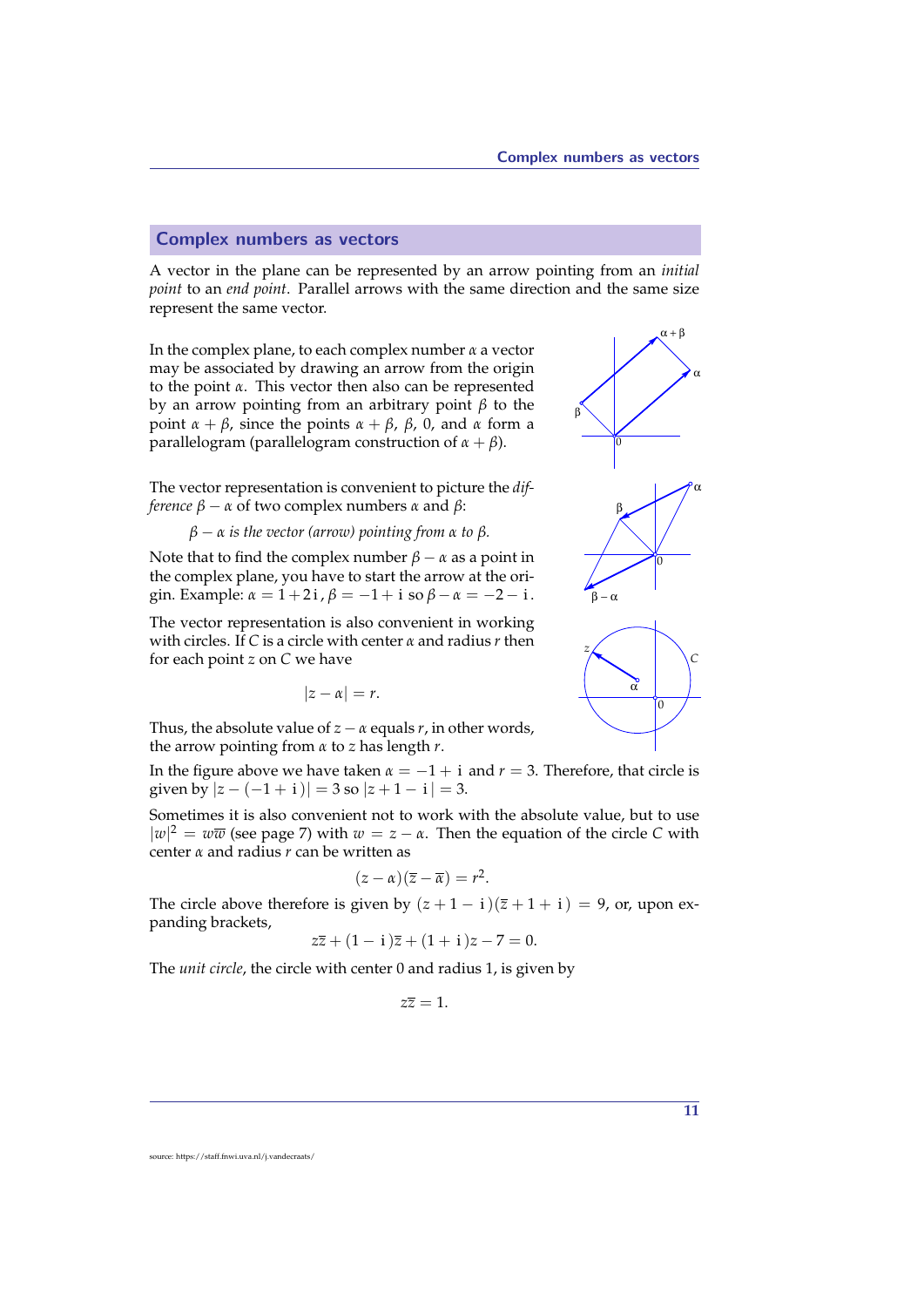## Complex numbers as vectors

A vector in the plane can be represented by an arrow pointing from an *initial point* to an *end point*. Parallel arrows with the same direction and the same size represent the same vector.

In the complex plane, to each complex number $\alpha$ a vector may be associated by drawing an arrow from the origin to the point $\alpha$. This vector then also can be represented by an arrow pointing from an arbitrary point $\beta$ to the point $\alpha + \beta$, since the points $\alpha + \beta$, $\beta$, 0, and $\alpha$ form a parallelogram (parallelogram construction of $\alpha + \beta$).

The vector representation is convenient to picture the *difference* $\beta - \alpha$ of two complex numbers $\alpha$ and $\beta$:

*$\beta - \alpha$ is the vector (arrow) pointing from $\alpha$ to $\beta$.*

Note that to find the complex number $\beta - \alpha$ as a point in the complex plane, you have to start the arrow at the origin. Example: $\alpha = 1 + 2\,\mathrm{i}$, $\beta = -1 + \mathrm{i}$ so $\beta - \alpha = -2 - \mathrm{i}$.

The vector representation is also convenient in working with circles. If $C$ is a circle with center $\alpha$ and radius $r$ then for each point $z$ on $C$ we have

$$|z - \alpha| = r.$$

Thus, the absolute value of $z - \alpha$ equals $r$, in other words, the arrow pointing from $\alpha$ to $z$ has length $r$.

In the figure above we have taken $\alpha = -1 + \mathrm{i}$ and $r = 3$. Therefore, that circle is given by $|z - (-1 + \mathrm{i})| = 3$ so $|z + 1 - \mathrm{i}| = 3$.

Sometimes it is also convenient not to work with the absolute value, but to use $|w|^2 = w\overline{w}$ (see page 7) with $w = z - \alpha$. Then the equation of the circle $C$ with center $\alpha$ and radius $r$ can be written as

$$(z - \alpha)(\overline{z} - \overline{\alpha}) = r^2.$$

The circle above therefore is given by $(z + 1 - \mathrm{i})(\overline{z} + 1 + \mathrm{i}) = 9$, or, upon expanding brackets,

$$z\overline{z} + (1 - \mathrm{i})\overline{z} + (1 + \mathrm{i})z - 7 = 0.$$

The *unit circle*, the circle with center 0 and radius 1, is given by

$$z\overline{z} = 1.$$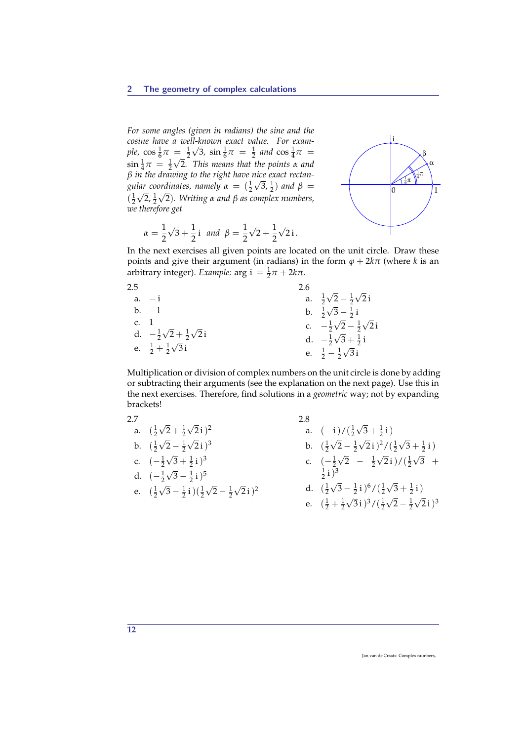*For some angles (given in radians) the sine and the cosine have a well-known exact value. For example,* $\cos \frac{1}{6}\pi = \frac{1}{2}\sqrt{3}$, $\sin \frac{1}{6}\pi = \frac{1}{2}$ *and* $\cos \frac{1}{4}\pi = \sin \frac{1}{4}\pi = \frac{1}{2}\sqrt{2}$. *This means that the points* $\alpha$ *and* $\beta$ *in the drawing to the right have nice exact rectangular coordinates, namely* $\alpha = (\frac{1}{2}\sqrt{3}, \frac{1}{2})$ *and* $\beta = (\frac{1}{2}\sqrt{2}, \frac{1}{2}\sqrt{2})$. *Writing* $\alpha$ *and* $\beta$ *as complex numbers, we therefore get*

$$\alpha = \frac{1}{2}\sqrt{3} + \frac{1}{2}\,\mathrm{i} \quad \text{and} \quad \beta = \frac{1}{2}\sqrt{2} + \frac{1}{2}\sqrt{2}\,\mathrm{i}\,.$$

In the next exercises all given points are located on the unit circle. Draw these points and give their argument (in radians) in the form $\varphi + 2k\pi$ (where $k$ is an arbitrary integer). *Example:* $\arg \mathrm{i} = \frac{1}{2}\pi + 2k\pi$.

**2.5**

a. $-\mathrm{i}$

b. $-1$

c. $1$

d. $-\frac{1}{2}\sqrt{2} + \frac{1}{2}\sqrt{2}\,\mathrm{i}$

e. $\frac{1}{2} + \frac{1}{2}\sqrt{3}\,\mathrm{i}$

**2.6**

a. $\frac{1}{2}\sqrt{2} - \frac{1}{2}\sqrt{2}\,\mathrm{i}$

b. $\frac{1}{2}\sqrt{3} - \frac{1}{2}\,\mathrm{i}$

c. $-\frac{1}{2}\sqrt{2} - \frac{1}{2}\sqrt{2}\,\mathrm{i}$

d. $-\frac{1}{2}\sqrt{3} + \frac{1}{2}\,\mathrm{i}$

e. $\frac{1}{2} - \frac{1}{2}\sqrt{3}\,\mathrm{i}$

Multiplication or division of complex numbers on the unit circle is done by adding or subtracting their arguments (see the explanation on the next page). Use this in the next exercises. Therefore, find solutions in a *geometric* way; not by expanding brackets!

**2.7**

a. $(\frac{1}{2}\sqrt{2} + \frac{1}{2}\sqrt{2}\,\mathrm{i})^2$

b. $(\frac{1}{2}\sqrt{2} - \frac{1}{2}\sqrt{2}\,\mathrm{i})^3$

c. $(-\frac{1}{2}\sqrt{3} + \frac{1}{2}\,\mathrm{i})^3$

d. $(-\frac{1}{2}\sqrt{3} - \frac{1}{2}\,\mathrm{i})^5$

e. $(\frac{1}{2}\sqrt{3} - \frac{1}{2}\,\mathrm{i})(\frac{1}{2}\sqrt{2} - \frac{1}{2}\sqrt{2}\,\mathrm{i})^2$

**2.8**

a. $(-\mathrm{i})/(\frac{1}{2}\sqrt{3} + \frac{1}{2}\,\mathrm{i})$

b. $(\frac{1}{2}\sqrt{2} - \frac{1}{2}\sqrt{2}\,\mathrm{i})^2/(\frac{1}{2}\sqrt{3} + \frac{1}{2}\,\mathrm{i})$

c. $(-\frac{1}{2}\sqrt{2} - \frac{1}{2}\sqrt{2}\,\mathrm{i})/(\frac{1}{2}\sqrt{3} + \frac{1}{2}\,\mathrm{i})^3$

d. $(\frac{1}{2}\sqrt{3} - \frac{1}{2}\,\mathrm{i})^6/(\frac{1}{2}\sqrt{3} + \frac{1}{2}\,\mathrm{i})$

e. $(\frac{1}{2} + \frac{1}{2}\sqrt{3}\,\mathrm{i})^3/(\frac{1}{2}\sqrt{2} - \frac{1}{2}\sqrt{2}\,\mathrm{i})^3$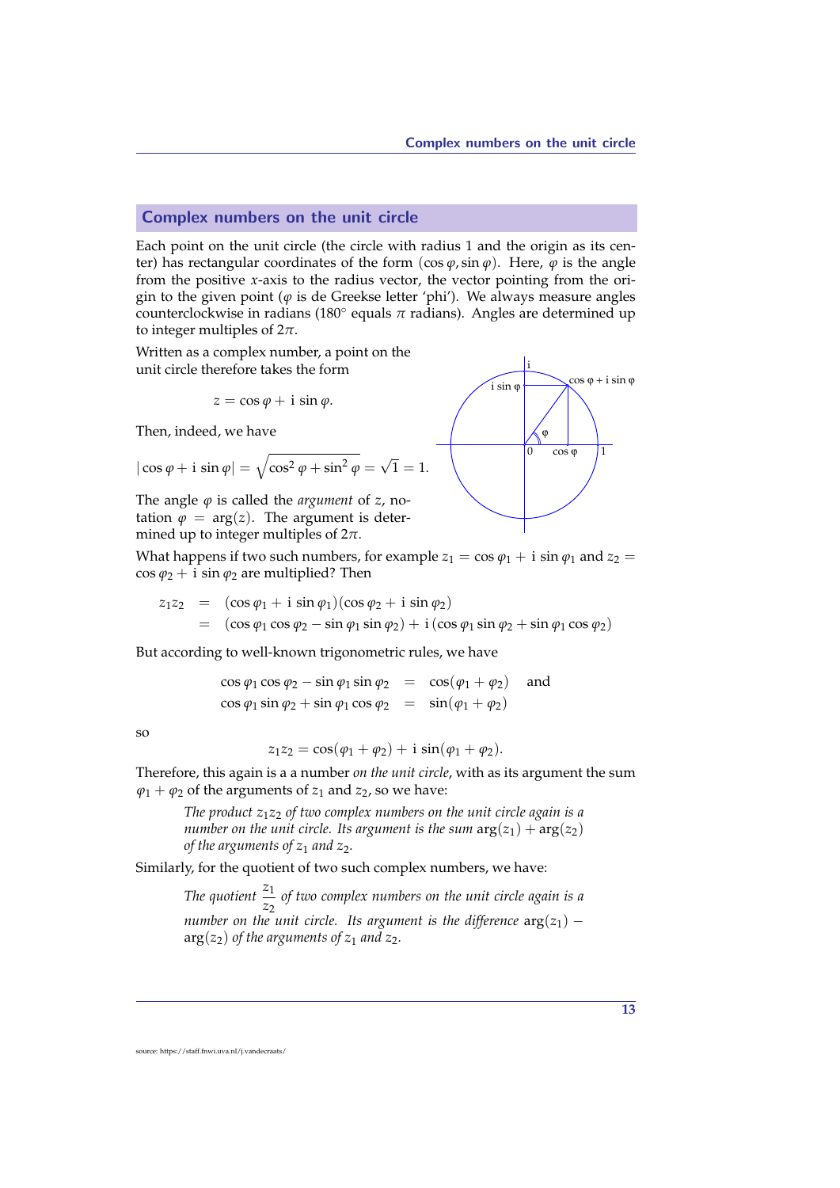## Complex numbers on the unit circle

Each point on the unit circle (the circle with radius 1 and the origin as its center) has rectangular coordinates of the form $(\cos\varphi, \sin\varphi)$. Here, $\varphi$ is the angle from the positive $x$-axis to the radius vector, the vector pointing from the origin to the given point ($\varphi$ is de Greekse letter 'phi'). We always measure angles counterclockwise in radians (180° equals $\pi$ radians). Angles are determined up to integer multiples of $2\pi$.

Written as a complex number, a point on the unit circle therefore takes the form

$$z = \cos\varphi + \mathrm{i}\,\sin\varphi.$$

Then, indeed, we have

$$|\cos\varphi + \mathrm{i}\,\sin\varphi| = \sqrt{\cos^2\varphi + \sin^2\varphi} = \sqrt{1} = 1.$$

The angle $\varphi$ is called the *argument* of $z$, notation $\varphi = \arg(z)$. The argument is determined up to integer multiples of $2\pi$.

What happens if two such numbers, for example $z_1 = \cos\varphi_1 + \mathrm{i}\,\sin\varphi_1$ and $z_2 = \cos\varphi_2 + \mathrm{i}\,\sin\varphi_2$ are multiplied? Then

$$\begin{aligned} z_1 z_2 &= (\cos\varphi_1 + \mathrm{i}\,\sin\varphi_1)(\cos\varphi_2 + \mathrm{i}\,\sin\varphi_2) \\ &= (\cos\varphi_1\cos\varphi_2 - \sin\varphi_1\sin\varphi_2) + \mathrm{i}\,(\cos\varphi_1\sin\varphi_2 + \sin\varphi_1\cos\varphi_2) \end{aligned}$$

But according to well-known trigonometric rules, we have

$$\begin{aligned} \cos\varphi_1\cos\varphi_2 - \sin\varphi_1\sin\varphi_2 &= \cos(\varphi_1+\varphi_2) \quad \text{and} \\ \cos\varphi_1\sin\varphi_2 + \sin\varphi_1\cos\varphi_2 &= \sin(\varphi_1+\varphi_2) \end{aligned}$$

so

$$z_1 z_2 = \cos(\varphi_1+\varphi_2) + \mathrm{i}\,\sin(\varphi_1+\varphi_2).$$

Therefore, this again is a a number *on the unit circle*, with as its argument the sum $\varphi_1 + \varphi_2$ of the arguments of $z_1$ and $z_2$, so we have:

> *The product $z_1 z_2$ of two complex numbers on the unit circle again is a number on the unit circle. Its argument is the sum $\arg(z_1) + \arg(z_2)$ of the arguments of $z_1$ and $z_2$.*

Similarly, for the quotient of two such complex numbers, we have:

> *The quotient $\dfrac{z_1}{z_2}$ of two complex numbers on the unit circle again is a number on the unit circle. Its argument is the difference $\arg(z_1) - \arg(z_2)$ of the arguments of $z_1$ and $z_2$.*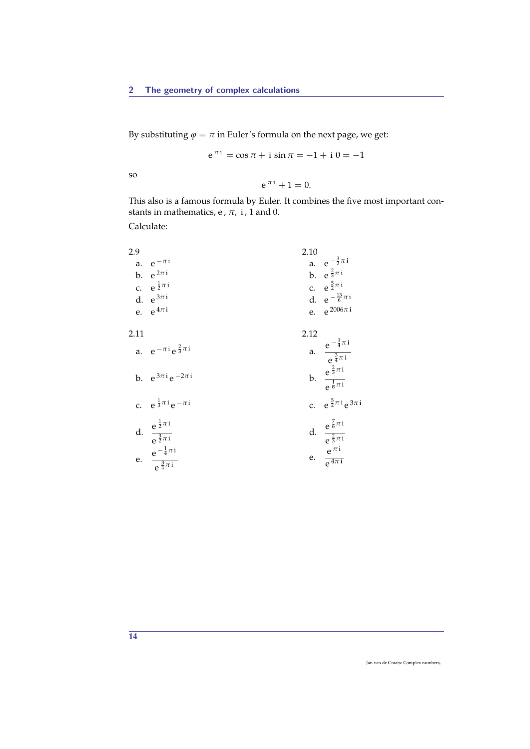By substituting $\varphi = \pi$ in Euler's formula on the next page, we get:

$$e^{\pi i} = \cos \pi + i \sin \pi = -1 + i\, 0 = -1$$

so

$$e^{\pi i} + 1 = 0.$$

This also is a famous formula by Euler. It combines the five most important constants in mathematics, $e$, $\pi$, $i$, $1$ and $0$.

Calculate:

**2.9**

a. $e^{-\pi i}$

b. $e^{2\pi i}$

c. $e^{\frac{1}{2}\pi i}$

d. $e^{3\pi i}$

e. $e^{4\pi i}$

**2.10**

a. $e^{-\frac{3}{2}\pi i}$

b. $e^{\frac{2}{3}\pi i}$

c. $e^{\frac{5}{2}\pi i}$

d. $e^{-\frac{13}{6}\pi i}$

e. $e^{2006\pi i}$

**2.11**

a. $e^{-\pi i} e^{\frac{2}{3}\pi i}$

b. $e^{3\pi i} e^{-2\pi i}$

c. $e^{\frac{1}{3}\pi i} e^{-\pi i}$

d. $\dfrac{e^{\frac{1}{2}\pi i}}{e^{\frac{3}{2}\pi i}}$

e. $\dfrac{e^{-\frac{1}{4}\pi i}}{e^{\frac{3}{4}\pi i}}$

**2.12**

a. $\dfrac{e^{-\frac{3}{4}\pi i}}{e^{\frac{3}{4}\pi i}}$

b. $\dfrac{e^{\frac{2}{3}\pi i}}{e^{\frac{1}{6}\pi i}}$

c. $e^{\frac{5}{2}\pi i} e^{3\pi i}$

d. $\dfrac{e^{\frac{7}{6}\pi i}}{e^{\frac{2}{3}\pi i}}$

e. $\dfrac{e^{\pi i}}{e^{4\pi i}}$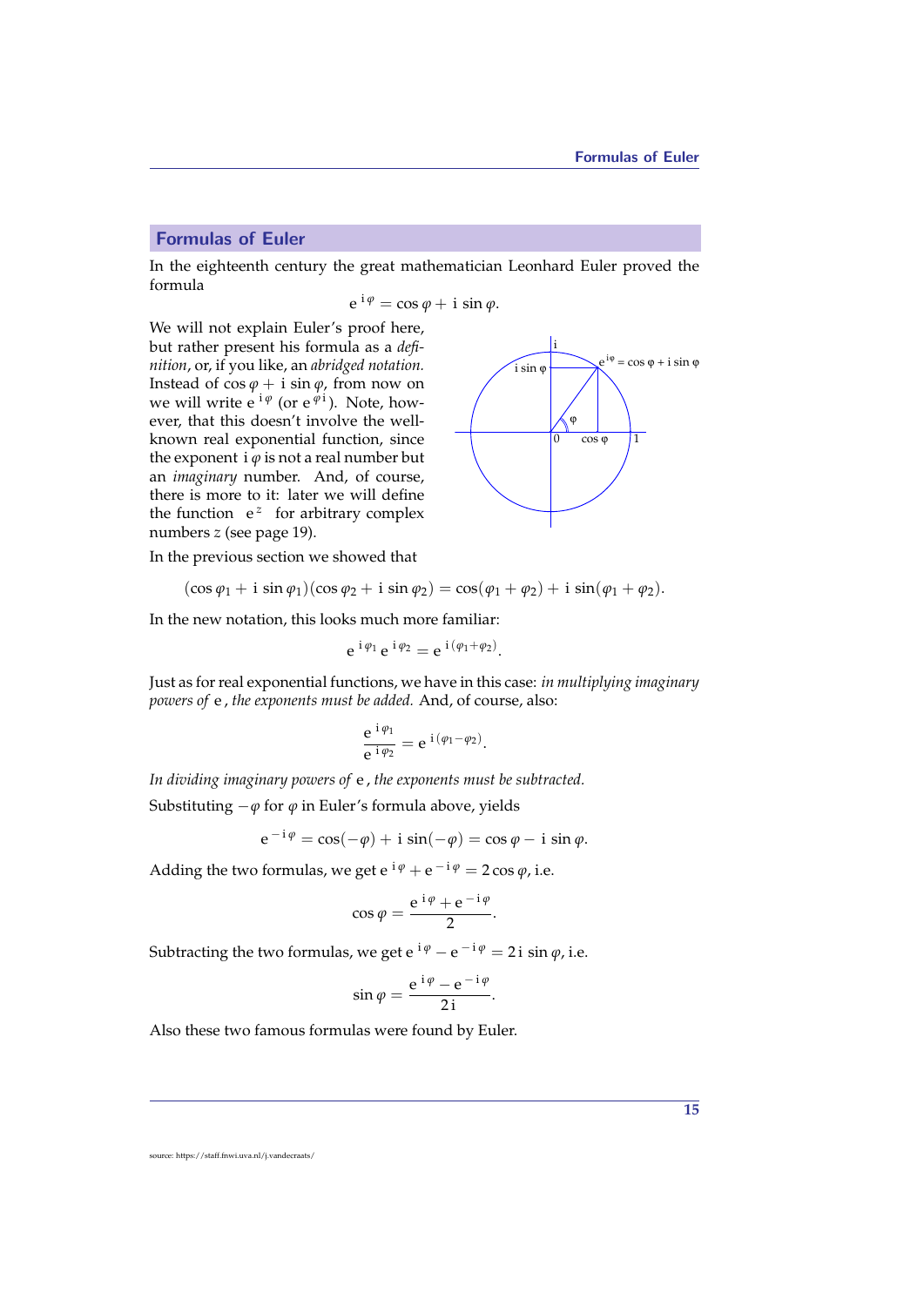## Formulas of Euler

In the eighteenth century the great mathematician Leonhard Euler proved the formula

$$e^{i\varphi} = \cos\varphi + i\sin\varphi.$$

We will not explain Euler's proof here, but rather present his formula as a *definition*, or, if you like, an *abridged notation.* Instead of $\cos\varphi + i\sin\varphi$, from now on we will write $e^{i\varphi}$ (or $e^{\varphi i}$). Note, however, that this doesn't involve the well-known real exponential function, since the exponent $i\varphi$ is not a real number but an *imaginary* number. And, of course, there is more to it: later we will define the function $e^z$ for arbitrary complex numbers $z$ (see page 19).

In the previous section we showed that

$$(\cos\varphi_1 + i\sin\varphi_1)(\cos\varphi_2 + i\sin\varphi_2) = \cos(\varphi_1+\varphi_2) + i\sin(\varphi_1+\varphi_2).$$

In the new notation, this looks much more familiar:

$$e^{i\varphi_1}e^{i\varphi_2} = e^{i(\varphi_1+\varphi_2)}.$$

Just as for real exponential functions, we have in this case: *in multiplying imaginary powers of* e*, the exponents must be added.* And, of course, also:

$$\frac{e^{i\varphi_1}}{e^{i\varphi_2}} = e^{i(\varphi_1-\varphi_2)}.$$

*In dividing imaginary powers of* e*, the exponents must be subtracted.*

Substituting $-\varphi$ for $\varphi$ in Euler's formula above, yields

$$e^{-i\varphi} = \cos(-\varphi) + i\sin(-\varphi) = \cos\varphi - i\sin\varphi.$$

Adding the two formulas, we get $e^{i\varphi} + e^{-i\varphi} = 2\cos\varphi$, i.e.

$$\cos\varphi = \frac{e^{i\varphi} + e^{-i\varphi}}{2}.$$

Subtracting the two formulas, we get $e^{i\varphi} - e^{-i\varphi} = 2i\sin\varphi$, i.e.

$$\sin\varphi = \frac{e^{i\varphi} - e^{-i\varphi}}{2i}.$$

Also these two famous formulas were found by Euler.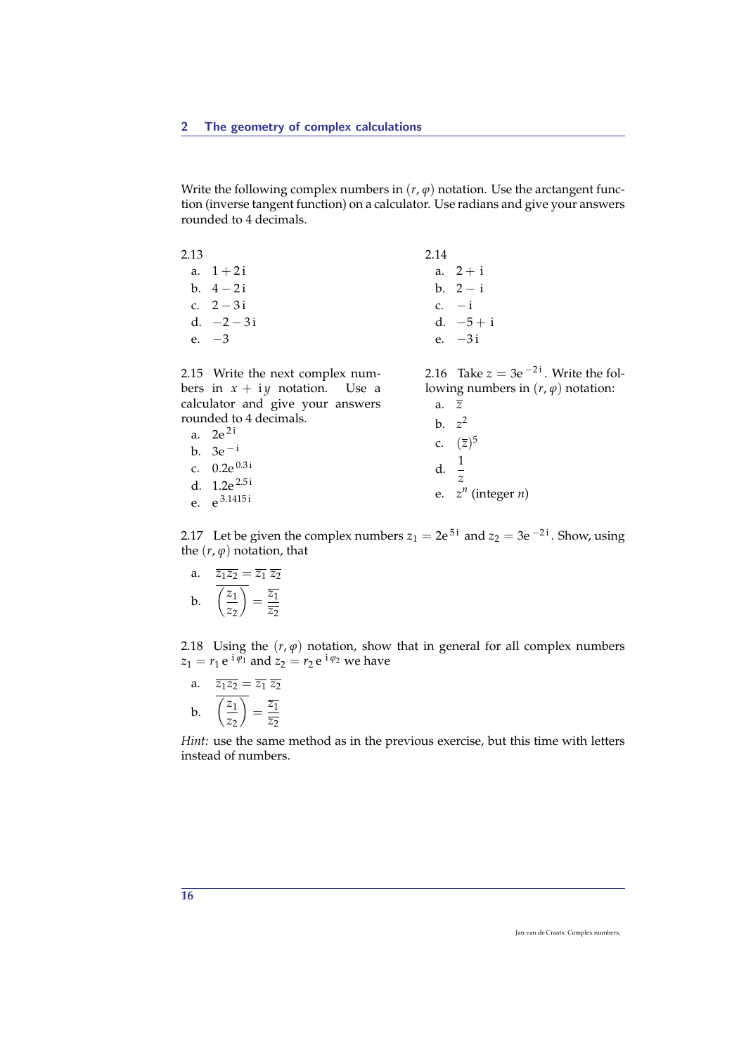Write the following complex numbers in $(r, \varphi)$ notation. Use the arctangent function (inverse tangent function) on a calculator. Use radians and give your answers rounded to 4 decimals.

2.13

a. $1 + 2\,\mathrm{i}$

b. $4 - 2\,\mathrm{i}$

c. $2 - 3\,\mathrm{i}$

d. $-2 - 3\,\mathrm{i}$

e. $-3$

2.14

a. $2 + \mathrm{i}$

b. $2 - \mathrm{i}$

c. $-\mathrm{i}$

d. $-5 + \mathrm{i}$

e. $-3\,\mathrm{i}$

2.15 Write the next complex numbers in $x + \mathrm{i}y$ notation. Use a calculator and give your answers rounded to 4 decimals.

a. $2\mathrm{e}^{2\,\mathrm{i}}$

b. $3\mathrm{e}^{-\,\mathrm{i}}$

c. $0.2\mathrm{e}^{0.3\,\mathrm{i}}$

d. $1.2\mathrm{e}^{2.5\,\mathrm{i}}$

e. $\mathrm{e}^{3.1415\,\mathrm{i}}$

2.16 Take $z = 3\mathrm{e}^{-2\,\mathrm{i}}$. Write the following numbers in $(r, \varphi)$ notation:

a. $\overline{z}$

b. $z^2$

c. $(\overline{z})^5$

d. $\dfrac{1}{z}$

e. $z^n$ (integer $n$)

2.17 Let be given the complex numbers $z_1 = 2\mathrm{e}^{5\,\mathrm{i}}$ and $z_2 = 3\mathrm{e}^{-2\,\mathrm{i}}$. Show, using the $(r, \varphi)$ notation, that

a. $\overline{z_1 z_2} = \overline{z_1}\;\overline{z_2}$

b. $\overline{\left(\dfrac{z_1}{z_2}\right)} = \dfrac{\overline{z_1}}{\overline{z_2}}$

2.18 Using the $(r, \varphi)$ notation, show that in general for all complex numbers $z_1 = r_1\,\mathrm{e}^{\,\mathrm{i}\,\varphi_1}$ and $z_2 = r_2\,\mathrm{e}^{\,\mathrm{i}\,\varphi_2}$ we have

a. $\overline{z_1 z_2} = \overline{z_1}\;\overline{z_2}$

b. $\overline{\left(\dfrac{z_1}{z_2}\right)} = \dfrac{\overline{z_1}}{\overline{z_2}}$

*Hint:* use the same method as in the previous exercise, but this time with letters instead of numbers.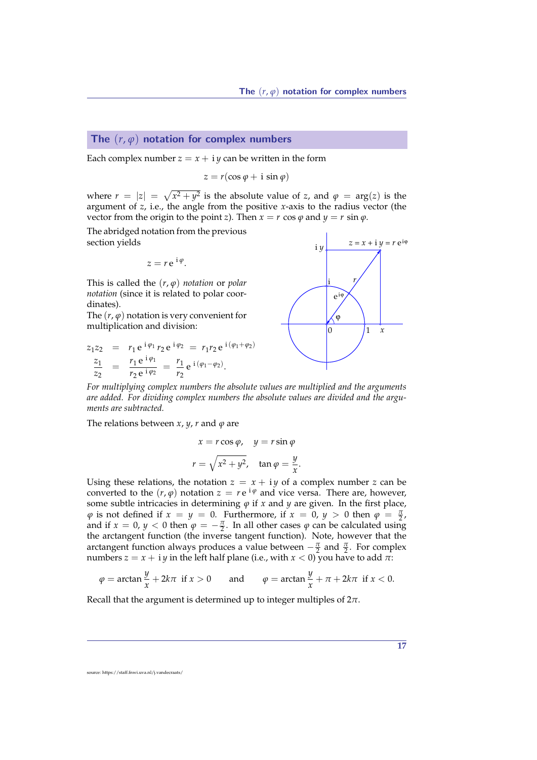## The $(r, \varphi)$ notation for complex numbers

Each complex number $z = x + \mathrm{i}\,y$ can be written in the form

$$z = r(\cos\varphi + \mathrm{i}\,\sin\varphi)$$

where $r = |z| = \sqrt{x^2 + y^2}$ is the absolute value of $z$, and $\varphi = \arg(z)$ is the argument of $z$, i.e., the angle from the positive $x$-axis to the radius vector (the vector from the origin to the point $z$). Then $x = r\,\cos\varphi$ and $y = r\,\sin\varphi$.

The abridged notation from the previous section yields

$$z = r\,\mathrm{e}^{\,\mathrm{i}\,\varphi}.$$

This is called the $(r, \varphi)$ *notation* or *polar notation* (since it is related to polar coordinates).

The $(r, \varphi)$ notation is very convenient for multiplication and division:

$$\begin{aligned} z_1 z_2 &= r_1\,\mathrm{e}^{\,\mathrm{i}\,\varphi_1}\,r_2\,\mathrm{e}^{\,\mathrm{i}\,\varphi_2} = r_1 r_2\,\mathrm{e}^{\,\mathrm{i}\,(\varphi_1+\varphi_2)} \\ \frac{z_1}{z_2} &= \frac{r_1\,\mathrm{e}^{\,\mathrm{i}\,\varphi_1}}{r_2\,\mathrm{e}^{\,\mathrm{i}\,\varphi_2}} = \frac{r_1}{r_2}\,\mathrm{e}^{\,\mathrm{i}\,(\varphi_1-\varphi_2)}. \end{aligned}$$

*For multiplying complex numbers the absolute values are multiplied and the arguments are added. For dividing complex numbers the absolute values are divided and the arguments are subtracted.*

The relations between $x$, $y$, $r$ and $\varphi$ are

$$x = r\cos\varphi, \quad y = r\sin\varphi$$

$$r = \sqrt{x^2 + y^2}, \quad \tan\varphi = \frac{y}{x}.$$

Using these relations, the notation $z = x + \mathrm{i}\,y$ of a complex number $z$ can be converted to the $(r, \varphi)$ notation $z = r\,\mathrm{e}^{\,\mathrm{i}\,\varphi}$ and vice versa. There are, however, some subtle intricacies in determining $\varphi$ if $x$ and $y$ are given. In the first place, $\varphi$ is not defined if $x = y = 0$. Furthermore, if $x = 0$, $y > 0$ then $\varphi = \frac{\pi}{2}$, and if $x = 0$, $y < 0$ then $\varphi = -\frac{\pi}{2}$. In all other cases $\varphi$ can be calculated using the arctangent function (the inverse tangent function). Note, however that the arctangent function always produces a value between $-\frac{\pi}{2}$ and $\frac{\pi}{2}$. For complex numbers $z = x + \mathrm{i}\,y$ in the left half plane (i.e., with $x < 0$) you have to add $\pi$:

$$\varphi = \arctan\frac{y}{x} + 2k\pi \;\text{ if } x > 0 \qquad \text{and} \qquad \varphi = \arctan\frac{y}{x} + \pi + 2k\pi \;\text{ if } x < 0.$$

Recall that the argument is determined up to integer multiples of $2\pi$.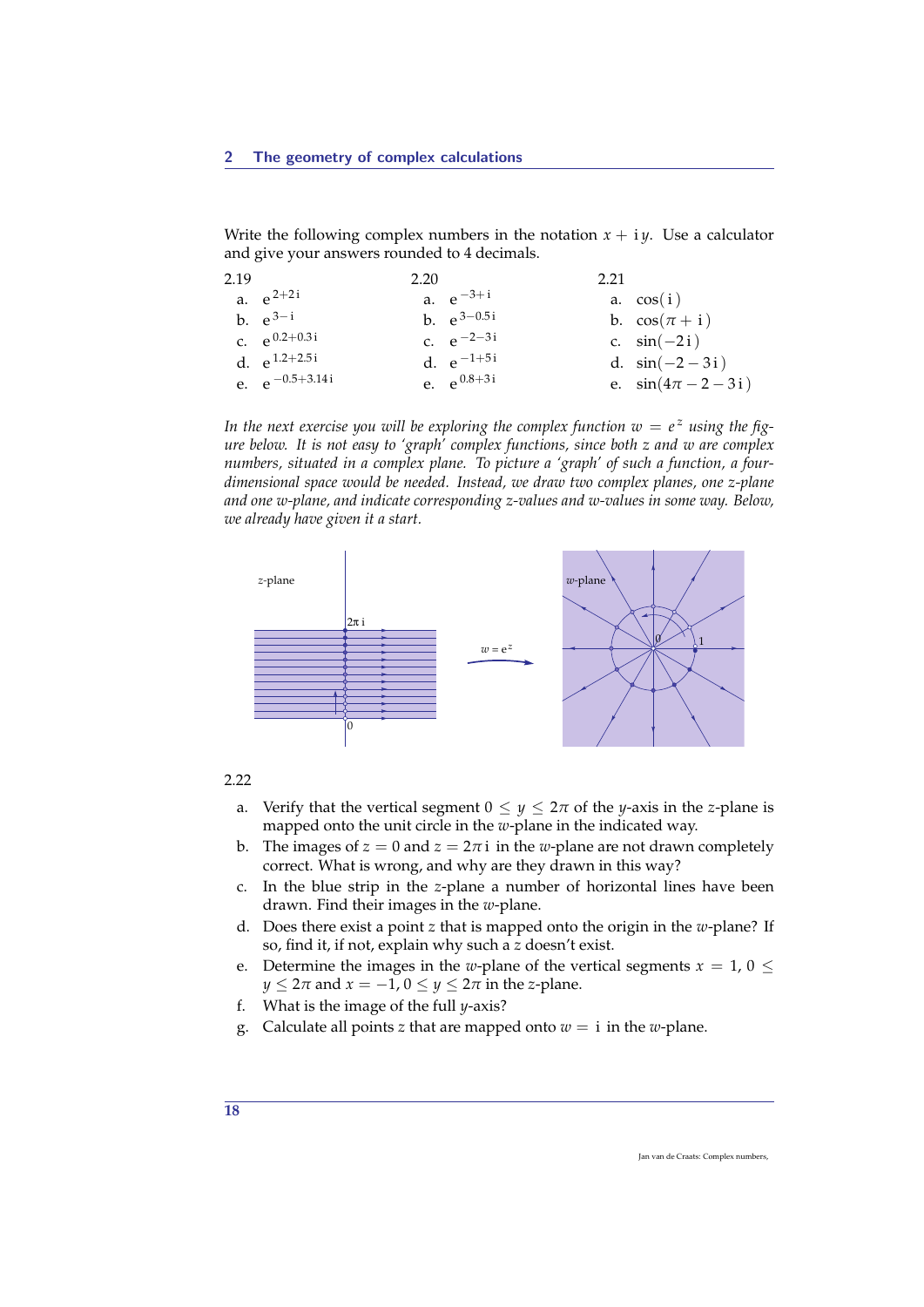Write the following complex numbers in the notation $x + \mathrm{i}\,y$. Use a calculator and give your answers rounded to 4 decimals.

**2.19**

a. $\mathrm{e}^{2+2\mathrm{i}}$

b. $\mathrm{e}^{3-\mathrm{i}}$

c. $\mathrm{e}^{0.2+0.3\mathrm{i}}$

d. $\mathrm{e}^{1.2+2.5\mathrm{i}}$

e. $\mathrm{e}^{-0.5+3.14\mathrm{i}}$

**2.20**

a. $\mathrm{e}^{-3+\mathrm{i}}$

b. $\mathrm{e}^{3-0.5\mathrm{i}}$

c. $\mathrm{e}^{-2-3\mathrm{i}}$

d. $\mathrm{e}^{-1+5\mathrm{i}}$

e. $\mathrm{e}^{0.8+3\mathrm{i}}$

**2.21**

a. $\cos(\mathrm{i})$

b. $\cos(\pi + \mathrm{i})$

c. $\sin(-2\mathrm{i})$

d. $\sin(-2 - 3\mathrm{i})$

e. $\sin(4\pi - 2 - 3\mathrm{i})$

*In the next exercise you will be exploring the complex function $w = e^z$ using the figure below. It is not easy to 'graph' complex functions, since both $z$ and $w$ are complex numbers, situated in a complex plane. To picture a 'graph' of such a function, a four-dimensional space would be needed. Instead, we draw two complex planes, one z-plane and one w-plane, and indicate corresponding z-values and w-values in some way. Below, we already have given it a start.*

**2.22**

a. Verify that the vertical segment $0 \le y \le 2\pi$ of the $y$-axis in the $z$-plane is mapped onto the unit circle in the $w$-plane in the indicated way.

b. The images of $z = 0$ and $z = 2\pi\,\mathrm{i}$ in the $w$-plane are not drawn completely correct. What is wrong, and why are they drawn in this way?

c. In the blue strip in the $z$-plane a number of horizontal lines have been drawn. Find their images in the $w$-plane.

d. Does there exist a point $z$ that is mapped onto the origin in the $w$-plane? If so, find it, if not, explain why such a $z$ doesn't exist.

e. Determine the images in the $w$-plane of the vertical segments $x = 1$, $0 \le y \le 2\pi$ and $x = -1$, $0 \le y \le 2\pi$ in the $z$-plane.

f. What is the image of the full $y$-axis?

g. Calculate all points $z$ that are mapped onto $w = \mathrm{i}$ in the $w$-plane.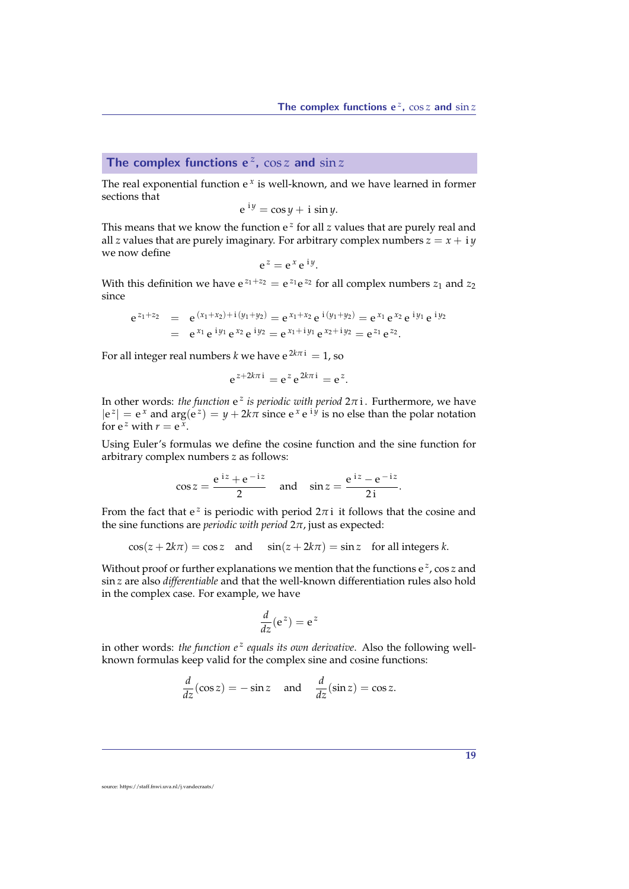## The complex functions $\mathrm{e}^z$, $\cos z$ and $\sin z$

The real exponential function $\mathrm{e}^x$ is well-known, and we have learned in former sections that

$$\mathrm{e}^{\,\mathrm{i}y} = \cos y + \mathrm{i}\,\sin y.$$

This means that we know the function $\mathrm{e}^z$ for all $z$ values that are purely real and all $z$ values that are purely imaginary. For arbitrary complex numbers $z = x + \mathrm{i}\,y$ we now define

$$\mathrm{e}^z = \mathrm{e}^x\,\mathrm{e}^{\,\mathrm{i}y}.$$

With this definition we have $\mathrm{e}^{z_1+z_2} = \mathrm{e}^{z_1}\mathrm{e}^{z_2}$ for all complex numbers $z_1$ and $z_2$ since

$$\begin{aligned}
\mathrm{e}^{z_1+z_2} &= \mathrm{e}^{(x_1+x_2)+\mathrm{i}(y_1+y_2)} = \mathrm{e}^{x_1+x_2}\,\mathrm{e}^{\,\mathrm{i}(y_1+y_2)} = \mathrm{e}^{x_1}\,\mathrm{e}^{x_2}\,\mathrm{e}^{\,\mathrm{i}y_1}\,\mathrm{e}^{\,\mathrm{i}y_2} \\
&= \mathrm{e}^{x_1}\,\mathrm{e}^{\,\mathrm{i}y_1}\,\mathrm{e}^{x_2}\,\mathrm{e}^{\,\mathrm{i}y_2} = \mathrm{e}^{x_1+\mathrm{i}y_1}\,\mathrm{e}^{x_2+\mathrm{i}y_2} = \mathrm{e}^{z_1}\,\mathrm{e}^{z_2}.
\end{aligned}$$

For all integer real numbers $k$ we have $\mathrm{e}^{2k\pi\mathrm{i}} = 1$, so

$$\mathrm{e}^{z+2k\pi\mathrm{i}} = \mathrm{e}^z\,\mathrm{e}^{2k\pi\mathrm{i}} = \mathrm{e}^z.$$

In other words: *the function* $\mathrm{e}^z$ *is periodic with period* $2\pi\mathrm{i}$. Furthermore, we have $|\mathrm{e}^z| = \mathrm{e}^x$ and $\arg(\mathrm{e}^z) = y + 2k\pi$ since $\mathrm{e}^x\,\mathrm{e}^{\,\mathrm{i}y}$ is no else than the polar notation for $\mathrm{e}^z$ with $r = \mathrm{e}^x$.

Using Euler's formulas we define the cosine function and the sine function for arbitrary complex numbers $z$ as follows:

$$\cos z = \frac{\mathrm{e}^{\,\mathrm{i}z} + \mathrm{e}^{-\mathrm{i}z}}{2} \quad \text{and} \quad \sin z = \frac{\mathrm{e}^{\,\mathrm{i}z} - \mathrm{e}^{-\mathrm{i}z}}{2\mathrm{i}}.$$

From the fact that $\mathrm{e}^z$ is periodic with period $2\pi\mathrm{i}$ it follows that the cosine and the sine functions are *periodic with period* $2\pi$, just as expected:

$$\cos(z + 2k\pi) = \cos z \quad \text{and} \quad \sin(z + 2k\pi) = \sin z \quad \text{for all integers } k.$$

Without proof or further explanations we mention that the functions $\mathrm{e}^z$, $\cos z$ and $\sin z$ are also *differentiable* and that the well-known differentiation rules also hold in the complex case. For example, we have

$$\frac{d}{dz}(\mathrm{e}^z) = \mathrm{e}^z$$

in other words: *the function* $e^z$ *equals its own derivative.* Also the following well-known formulas keep valid for the complex sine and cosine functions:

$$\frac{d}{dz}(\cos z) = -\sin z \quad \text{and} \quad \frac{d}{dz}(\sin z) = \cos z.$$

source: https://staff.fnwi.uva.nl/j.vandecraats/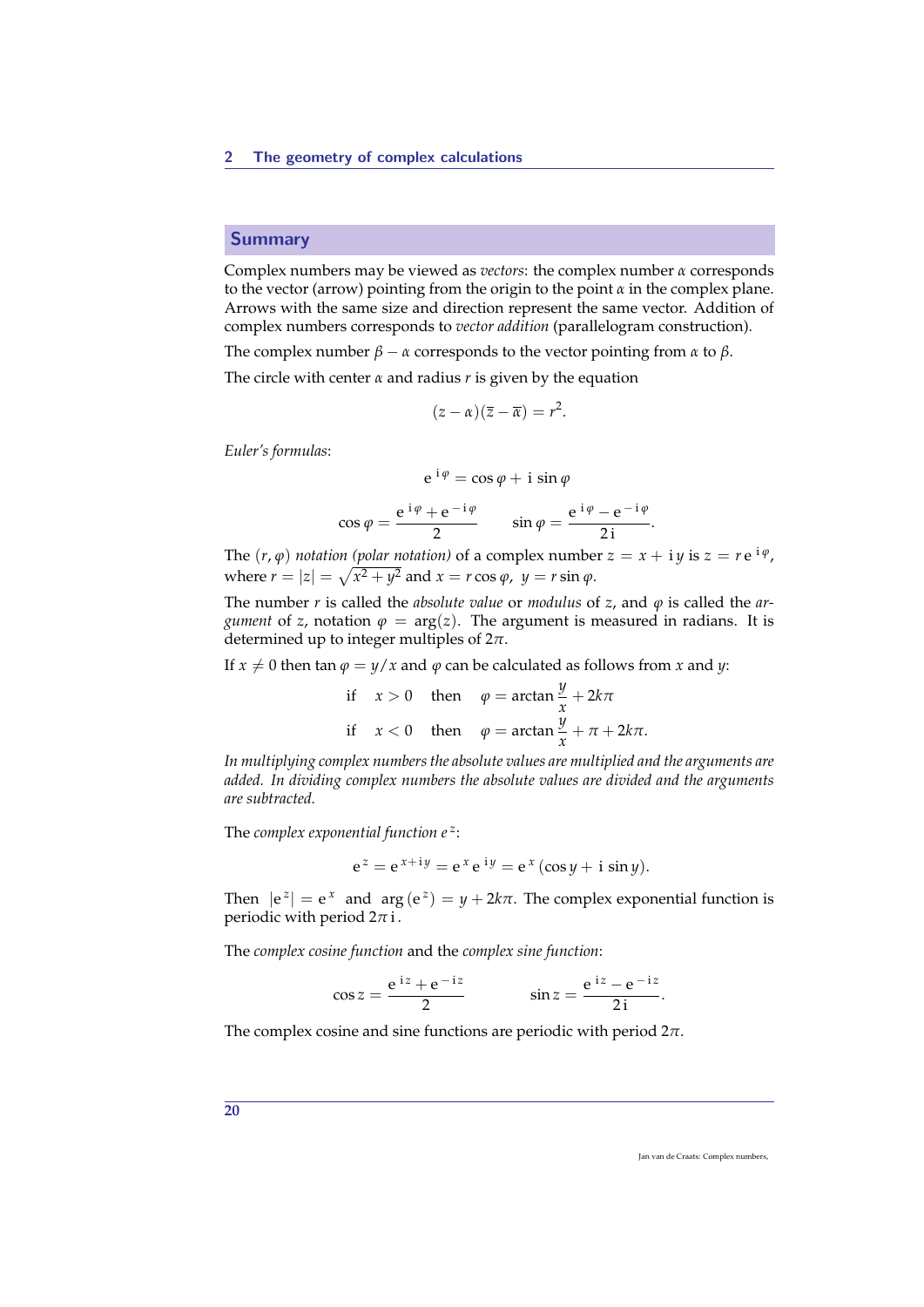## Summary

Complex numbers may be viewed as *vectors*: the complex number $\alpha$ corresponds to the vector (arrow) pointing from the origin to the point $\alpha$ in the complex plane. Arrows with the same size and direction represent the same vector. Addition of complex numbers corresponds to *vector addition* (parallelogram construction).

The complex number $\beta - \alpha$ corresponds to the vector pointing from $\alpha$ to $\beta$.

The circle with center $\alpha$ and radius $r$ is given by the equation

$$(z - \alpha)(\overline{z} - \overline{\alpha}) = r^2.$$

*Euler's formulas*:

$$\mathrm{e}^{\,\mathrm{i}\,\varphi} = \cos\varphi + \mathrm{i}\,\sin\varphi$$

$$\cos\varphi = \frac{\mathrm{e}^{\,\mathrm{i}\,\varphi} + \mathrm{e}^{\,-\mathrm{i}\,\varphi}}{2} \qquad \sin\varphi = \frac{\mathrm{e}^{\,\mathrm{i}\,\varphi} - \mathrm{e}^{\,-\mathrm{i}\,\varphi}}{2\,\mathrm{i}}.$$

The $(r, \varphi)$ *notation (polar notation)* of a complex number $z = x + \mathrm{i}\,y$ is $z = r\,\mathrm{e}^{\,\mathrm{i}\,\varphi}$, where $r = |z| = \sqrt{x^2 + y^2}$ and $x = r\cos\varphi,\ y = r\sin\varphi$.

The number $r$ is called the *absolute value* or *modulus* of $z$, and $\varphi$ is called the *argument* of $z$, notation $\varphi = \arg(z)$. The argument is measured in radians. It is determined up to integer multiples of $2\pi$.

If $x \neq 0$ then $\tan\varphi = y/x$ and $\varphi$ can be calculated as follows from $x$ and $y$:

$$\begin{aligned} &\text{if} \quad x > 0 \quad \text{then} \quad \varphi = \arctan\frac{y}{x} + 2k\pi \\ &\text{if} \quad x < 0 \quad \text{then} \quad \varphi = \arctan\frac{y}{x} + \pi + 2k\pi. \end{aligned}$$

*In multiplying complex numbers the absolute values are multiplied and the arguments are added. In dividing complex numbers the absolute values are divided and the arguments are subtracted.*

The *complex exponential function* $\mathrm{e}^{\,z}$:

$$\mathrm{e}^{\,z} = \mathrm{e}^{\,x + \mathrm{i}\,y} = \mathrm{e}^{\,x}\,\mathrm{e}^{\,\mathrm{i}\,y} = \mathrm{e}^{\,x}(\cos y + \mathrm{i}\,\sin y).$$

Then $|\mathrm{e}^{\,z}| = \mathrm{e}^{\,x}$ and $\arg(\mathrm{e}^{\,z}) = y + 2k\pi$. The complex exponential function is periodic with period $2\pi\,\mathrm{i}$.

The *complex cosine function* and the *complex sine function*:

$$\cos z = \frac{\mathrm{e}^{\,\mathrm{i}\,z} + \mathrm{e}^{\,-\mathrm{i}\,z}}{2} \qquad \sin z = \frac{\mathrm{e}^{\,\mathrm{i}\,z} - \mathrm{e}^{\,-\mathrm{i}\,z}}{2\,\mathrm{i}}.$$

The complex cosine and sine functions are periodic with period $2\pi$.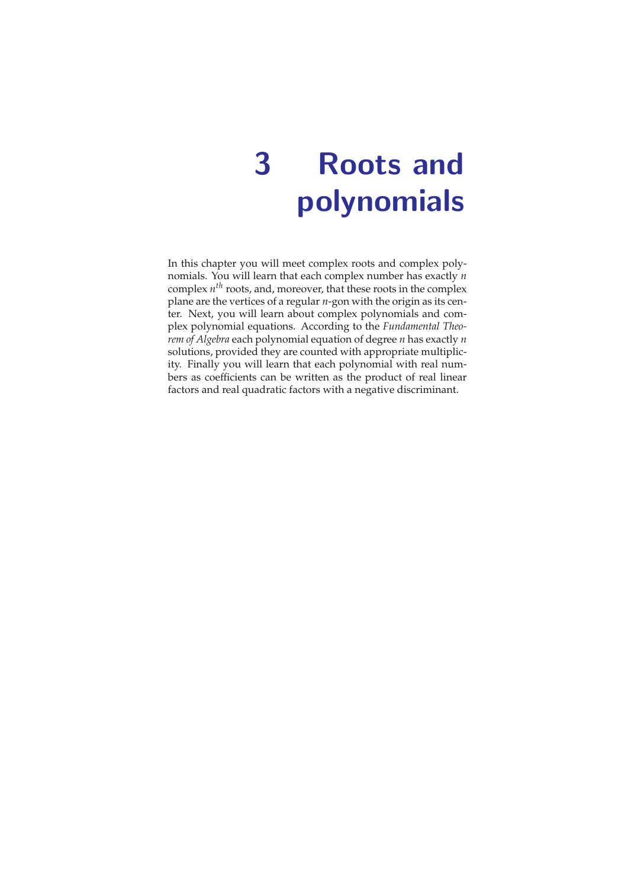# 3 Roots and polynomials

In this chapter you will meet complex roots and complex polynomials. You will learn that each complex number has exactly $n$ complex $n^{th}$ roots, and, moreover, that these roots in the complex plane are the vertices of a regular $n$-gon with the origin as its center. Next, you will learn about complex polynomials and complex polynomial equations. According to the *Fundamental Theorem of Algebra* each polynomial equation of degree $n$ has exactly $n$ solutions, provided they are counted with appropriate multiplicity. Finally you will learn that each polynomial with real numbers as coefficients can be written as the product of real linear factors and real quadratic factors with a negative discriminant.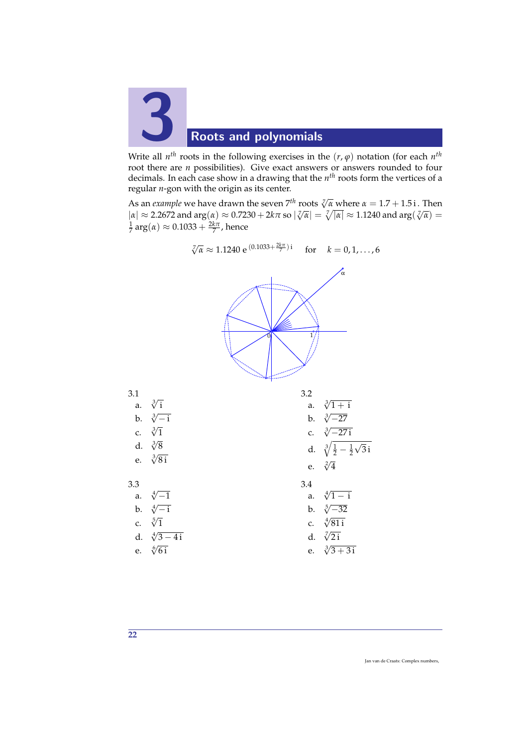# 3 Roots and polynomials

Write all $n^{th}$ roots in the following exercises in the $(r, \varphi)$ notation (for each $n^{th}$ root there are $n$ possibilities). Give exact answers or answers rounded to four decimals. In each case show in a drawing that the $n^{th}$ roots form the vertices of a regular $n$-gon with the origin as its center.

As an *example* we have drawn the seven $7^{th}$ roots $\sqrt[7]{\alpha}$ where $\alpha = 1.7 + 1.5\,\mathrm{i}$. Then $|\alpha| \approx 2.2672$ and $\arg(\alpha) \approx 0.7230 + 2k\pi$ so $|\sqrt[7]{\alpha}| = \sqrt[7]{|\alpha|} \approx 1.1240$ and $\arg(\sqrt[7]{\alpha}) = \frac{1}{7}\arg(\alpha) \approx 0.1033 + \frac{2k\pi}{7}$, hence

$$\sqrt[7]{\alpha} \approx 1.1240\ \mathrm{e}^{\,(0.1033 + \frac{2k\pi}{7})\,\mathrm{i}} \quad \text{for} \quad k = 0, 1, \ldots, 6$$

3.1

a. $\sqrt[3]{\mathrm{i}}$

b. $\sqrt[3]{-\mathrm{i}}$

c. $\sqrt[3]{1}$

d. $\sqrt[3]{8}$

e. $\sqrt[3]{8\,\mathrm{i}}$

3.2

a. $\sqrt[3]{1+\mathrm{i}}$

b. $\sqrt[3]{-27}$

c. $\sqrt[3]{-27\,\mathrm{i}}$

d. $\sqrt[3]{\frac{1}{2} - \frac{1}{2}\sqrt{3}\,\mathrm{i}}$

e. $\sqrt[2]{4}$

3.3

a. $\sqrt[4]{-1}$

b. $\sqrt[4]{-\mathrm{i}}$

c. $\sqrt[5]{1}$

d. $\sqrt[4]{3-4\,\mathrm{i}}$

e. $\sqrt[6]{6\,\mathrm{i}}$

3.4

a. $\sqrt[4]{1-\mathrm{i}}$

b. $\sqrt[5]{-32}$

c. $\sqrt[4]{81\,\mathrm{i}}$

d. $\sqrt[7]{2\,\mathrm{i}}$

e. $\sqrt[3]{3+3\,\mathrm{i}}$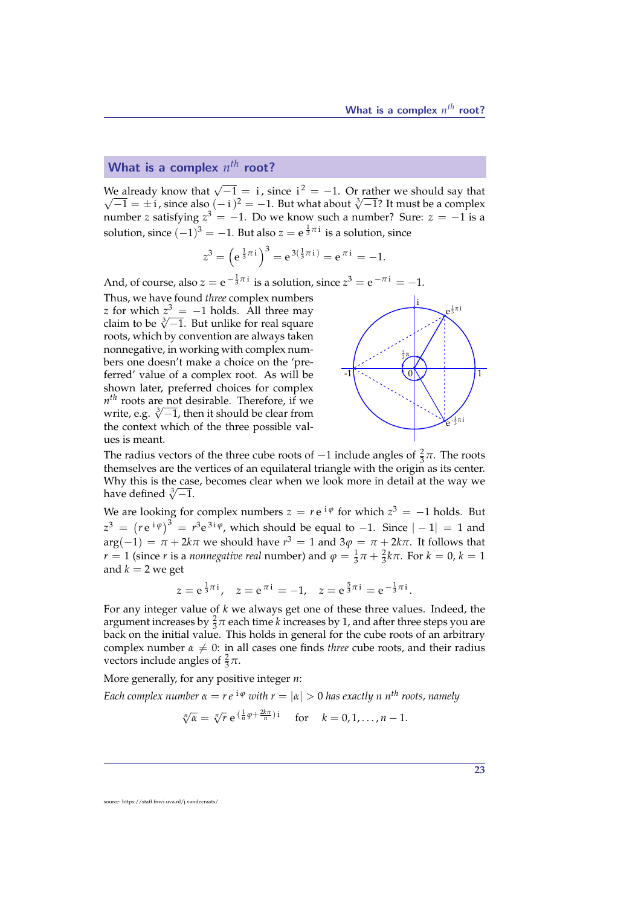## What is a complex $n^{th}$ root?

We already know that $\sqrt{-1} = \mathrm{i}$, since $\mathrm{i}^2 = -1$. Or rather we should say that $\sqrt{-1} = \pm\mathrm{i}$, since also $(-\mathrm{i})^2 = -1$. But what about $\sqrt[3]{-1}$? It must be a complex number $z$ satisfying $z^3 = -1$. Do we know such a number? Sure: $z = -1$ is a solution, since $(-1)^3 = -1$. But also $z = \mathrm{e}^{\frac{1}{3}\pi\mathrm{i}}$ is a solution, since

$$z^3 = \left(\mathrm{e}^{\frac{1}{3}\pi\mathrm{i}}\right)^3 = \mathrm{e}^{3(\frac{1}{3}\pi\mathrm{i})} = \mathrm{e}^{\pi\mathrm{i}} = -1.$$

And, of course, also $z = \mathrm{e}^{-\frac{1}{3}\pi\mathrm{i}}$ is a solution, since $z^3 = \mathrm{e}^{-\pi\mathrm{i}} = -1$.

Thus, we have found *three* complex numbers $z$ for which $z^3 = -1$ holds. All three may claim to be $\sqrt[3]{-1}$. But unlike for real square roots, which by convention are always taken nonnegative, in working with complex numbers one doesn't make a choice on the 'preferred' value of a complex root. As will be shown later, preferred choices for complex $n^{th}$ roots are not desirable. Therefore, if we write, e.g. $\sqrt[3]{-1}$, then it should be clear from the context which of the three possible values is meant.

The radius vectors of the three cube roots of $-1$ include angles of $\frac{2}{3}\pi$. The roots themselves are the vertices of an equilateral triangle with the origin as its center. Why this is the case, becomes clear when we look more in detail at the way we have defined $\sqrt[3]{-1}$.

We are looking for complex numbers $z = r\,\mathrm{e}^{\mathrm{i}\varphi}$ for which $z^3 = -1$ holds. But $z^3 = \left(r\,\mathrm{e}^{\mathrm{i}\varphi}\right)^3 = r^3\mathrm{e}^{3\mathrm{i}\varphi}$, which should be equal to $-1$. Since $|-1| = 1$ and $\arg(-1) = \pi + 2k\pi$ we should have $r^3 = 1$ and $3\varphi = \pi + 2k\pi$. It follows that $r = 1$ (since $r$ is a *nonnegative real* number) and $\varphi = \frac{1}{3}\pi + \frac{2}{3}k\pi$. For $k = 0$, $k = 1$ and $k = 2$ we get

$$z = \mathrm{e}^{\frac{1}{3}\pi\mathrm{i}}, \quad z = \mathrm{e}^{\pi\mathrm{i}} = -1, \quad z = \mathrm{e}^{\frac{5}{3}\pi\mathrm{i}} = \mathrm{e}^{-\frac{1}{3}\pi\mathrm{i}}.$$

For any integer value of $k$ we always get one of these three values. Indeed, the argument increases by $\frac{2}{3}\pi$ each time $k$ increases by 1, and after three steps you are back on the initial value. This holds in general for the cube roots of an arbitrary complex number $\alpha \neq 0$: in all cases one finds *three* cube roots, and their radius vectors include angles of $\frac{2}{3}\pi$.

More generally, for any positive integer $n$:

*Each complex number $\alpha = r\,\mathrm{e}^{\mathrm{i}\varphi}$ with $r = |\alpha| > 0$ has exactly $n$ $n^{th}$ roots, namely*

$$\sqrt[n]{\alpha} = \sqrt[n]{r}\,\mathrm{e}^{\left(\frac{1}{n}\varphi + \frac{2k\pi}{n}\right)\mathrm{i}} \quad \text{for} \quad k = 0, 1, \ldots, n-1.$$

source: https://staff.fnwi.uva.nl/j.vandecraats/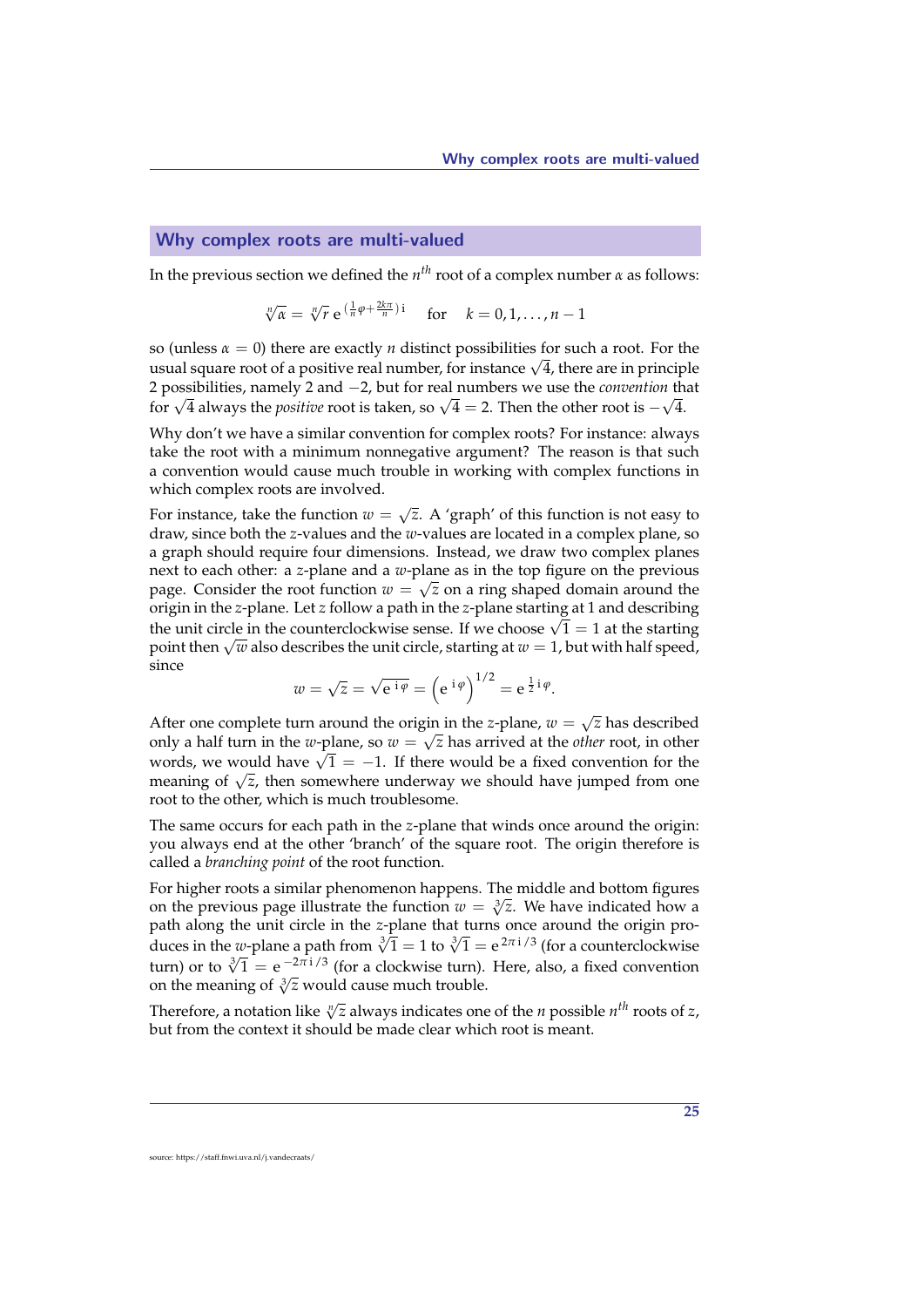## Why complex roots are multi-valued

In the previous section we defined the $n^{th}$ root of a complex number $\alpha$ as follows:

$$\sqrt[n]{\alpha} = \sqrt[n]{r}\, \mathrm{e}^{\left(\frac{1}{n}\varphi + \frac{2k\pi}{n}\right)\mathrm{i}} \quad \text{for} \quad k = 0, 1, \ldots, n-1$$

so (unless $\alpha = 0$) there are exactly $n$ distinct possibilities for such a root. For the usual square root of a positive real number, for instance $\sqrt{4}$, there are in principle 2 possibilities, namely 2 and $-2$, but for real numbers we use the *convention* that for $\sqrt{4}$ always the *positive* root is taken, so $\sqrt{4} = 2$. Then the other root is $-\sqrt{4}$.

Why don't we have a similar convention for complex roots? For instance: always take the root with a minimum nonnegative argument? The reason is that such a convention would cause much trouble in working with complex functions in which complex roots are involved.

For instance, take the function $w = \sqrt{z}$. A 'graph' of this function is not easy to draw, since both the $z$-values and the $w$-values are located in a complex plane, so a graph should require four dimensions. Instead, we draw two complex planes next to each other: a $z$-plane and a $w$-plane as in the top figure on the previous page. Consider the root function $w = \sqrt{z}$ on a ring shaped domain around the origin in the $z$-plane. Let $z$ follow a path in the $z$-plane starting at 1 and describing the unit circle in the counterclockwise sense. If we choose $\sqrt{1} = 1$ at the starting point then $\sqrt{w}$ also describes the unit circle, starting at $w = 1$, but with half speed, since

$$w = \sqrt{z} = \sqrt{\mathrm{e}^{\,\mathrm{i}\,\varphi}} = \left(\mathrm{e}^{\,\mathrm{i}\,\varphi}\right)^{1/2} = \mathrm{e}^{\,\frac{1}{2}\,\mathrm{i}\,\varphi}.$$

After one complete turn around the origin in the $z$-plane, $w = \sqrt{z}$ has described only a half turn in the $w$-plane, so $w = \sqrt{z}$ has arrived at the *other* root, in other words, we would have $\sqrt{1} = -1$. If there would be a fixed convention for the meaning of $\sqrt{z}$, then somewhere underway we should have jumped from one root to the other, which is much troublesome.

The same occurs for each path in the $z$-plane that winds once around the origin: you always end at the other 'branch' of the square root. The origin therefore is called a *branching point* of the root function.

For higher roots a similar phenomenon happens. The middle and bottom figures on the previous page illustrate the function $w = \sqrt[3]{z}$. We have indicated how a path along the unit circle in the $z$-plane that turns once around the origin produces in the $w$-plane a path from $\sqrt[3]{1} = 1$ to $\sqrt[3]{1} = \mathrm{e}^{\,2\pi\,\mathrm{i}\,/3}$ (for a counterclockwise turn) or to $\sqrt[3]{1} = \mathrm{e}^{\,-2\pi\,\mathrm{i}\,/3}$ (for a clockwise turn). Here, also, a fixed convention on the meaning of $\sqrt[3]{z}$ would cause much trouble.

Therefore, a notation like $\sqrt[n]{z}$ always indicates one of the $n$ possible $n^{th}$ roots of $z$, but from the context it should be made clear which root is meant.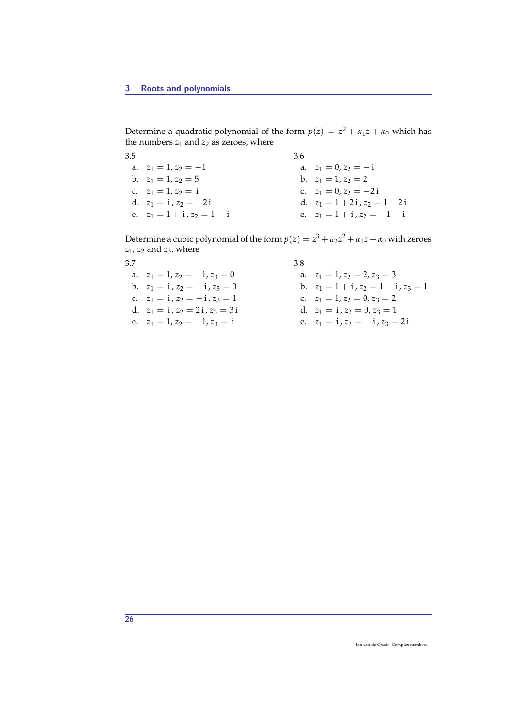Determine a quadratic polynomial of the form $p(z) = z^2 + \alpha_1 z + \alpha_0$ which has the numbers $z_1$ and $z_2$ as zeroes, where

3.5

a. $z_1 = 1, z_2 = -1$
b. $z_1 = 1, z_2 = 5$
c. $z_1 = 1, z_2 = \mathrm{i}$
d. $z_1 = \mathrm{i}, z_2 = -2\mathrm{i}$
e. $z_1 = 1 + \mathrm{i}, z_2 = 1 - \mathrm{i}$

3.6

a. $z_1 = 0, z_2 = -\mathrm{i}$
b. $z_1 = 1, z_2 = 2$
c. $z_1 = 0, z_2 = -2\mathrm{i}$
d. $z_1 = 1 + 2\mathrm{i}, z_2 = 1 - 2\mathrm{i}$
e. $z_1 = 1 + \mathrm{i}, z_2 = -1 + \mathrm{i}$

Determine a cubic polynomial of the form $p(z) = z^3 + \alpha_2 z^2 + \alpha_1 z + \alpha_0$ with zeroes $z_1$, $z_2$ and $z_3$, where

3.7

a. $z_1 = 1, z_2 = -1, z_3 = 0$
b. $z_1 = \mathrm{i}, z_2 = -\mathrm{i}, z_3 = 0$
c. $z_1 = \mathrm{i}, z_2 = -\mathrm{i}, z_3 = 1$
d. $z_1 = \mathrm{i}, z_2 = 2\mathrm{i}, z_3 = 3\mathrm{i}$
e. $z_1 = 1, z_2 = -1, z_3 = \mathrm{i}$

3.8

a. $z_1 = 1, z_2 = 2, z_3 = 3$
b. $z_1 = 1 + \mathrm{i}, z_2 = 1 - \mathrm{i}, z_3 = 1$
c. $z_1 = 1, z_2 = 0, z_3 = 2$
d. $z_1 = \mathrm{i}, z_2 = 0, z_3 = 1$
e. $z_1 = \mathrm{i}, z_2 = -\mathrm{i}, z_3 = 2\mathrm{i}$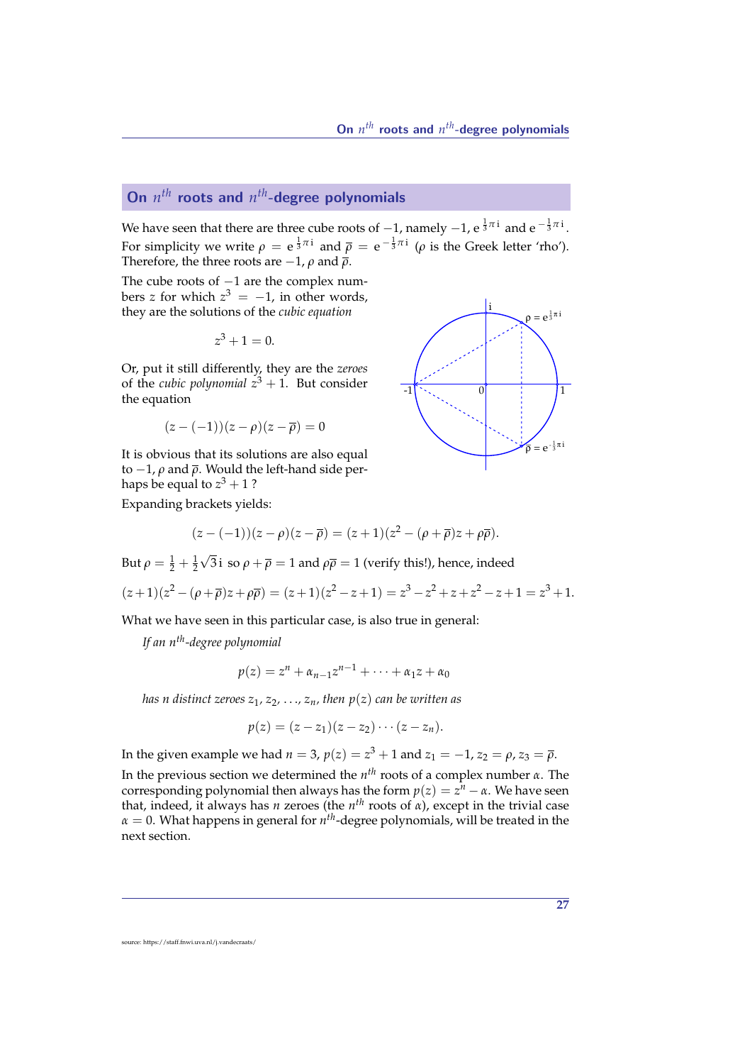## On $n^{th}$ roots and $n^{th}$-degree polynomials

We have seen that there are three cube roots of $-1$, namely $-1$, $e^{\frac{1}{3}\pi i}$ and $e^{-\frac{1}{3}\pi i}$. For simplicity we write $\rho = e^{\frac{1}{3}\pi i}$ and $\overline{\rho} = e^{-\frac{1}{3}\pi i}$ ($\rho$ is the Greek letter 'rho'). Therefore, the three roots are $-1$, $\rho$ and $\overline{\rho}$.

The cube roots of $-1$ are the complex numbers $z$ for which $z^3 = -1$, in other words, they are the solutions of the *cubic equation*

$$z^3 + 1 = 0.$$

Or, put it still differently, they are the *zeroes* of the *cubic polynomial* $z^3 + 1$. But consider the equation

$$(z - (-1))(z - \rho)(z - \overline{\rho}) = 0$$

It is obvious that its solutions are also equal to $-1$, $\rho$ and $\overline{\rho}$. Would the left-hand side perhaps be equal to $z^3 + 1$ ?

Expanding brackets yields:

$$(z - (-1))(z - \rho)(z - \overline{\rho}) = (z + 1)(z^2 - (\rho + \overline{\rho})z + \rho\overline{\rho}).$$

But $\rho = \frac{1}{2} + \frac{1}{2}\sqrt{3}\,i$ so $\rho + \overline{\rho} = 1$ and $\rho\overline{\rho} = 1$ (verify this!), hence, indeed

$$(z+1)(z^2 - (\rho + \overline{\rho})z + \rho\overline{\rho}) = (z+1)(z^2 - z + 1) = z^3 - z^2 + z + z^2 - z + 1 = z^3 + 1.$$

What we have seen in this particular case, is also true in general:

*If an $n^{th}$-degree polynomial*

$$p(z) = z^n + \alpha_{n-1}z^{n-1} + \cdots + \alpha_1 z + \alpha_0$$

*has $n$ distinct zeroes $z_1, z_2, \ldots, z_n$, then $p(z)$ can be written as*

$$p(z) = (z - z_1)(z - z_2)\cdots(z - z_n).$$

In the given example we had $n = 3$, $p(z) = z^3 + 1$ and $z_1 = -1$, $z_2 = \rho$, $z_3 = \overline{\rho}$.

In the previous section we determined the $n^{th}$ roots of a complex number $\alpha$. The corresponding polynomial then always has the form $p(z) = z^n - \alpha$. We have seen that, indeed, it always has $n$ zeroes (the $n^{th}$ roots of $\alpha$), except in the trivial case $\alpha = 0$. What happens in general for $n^{th}$-degree polynomials, will be treated in the next section.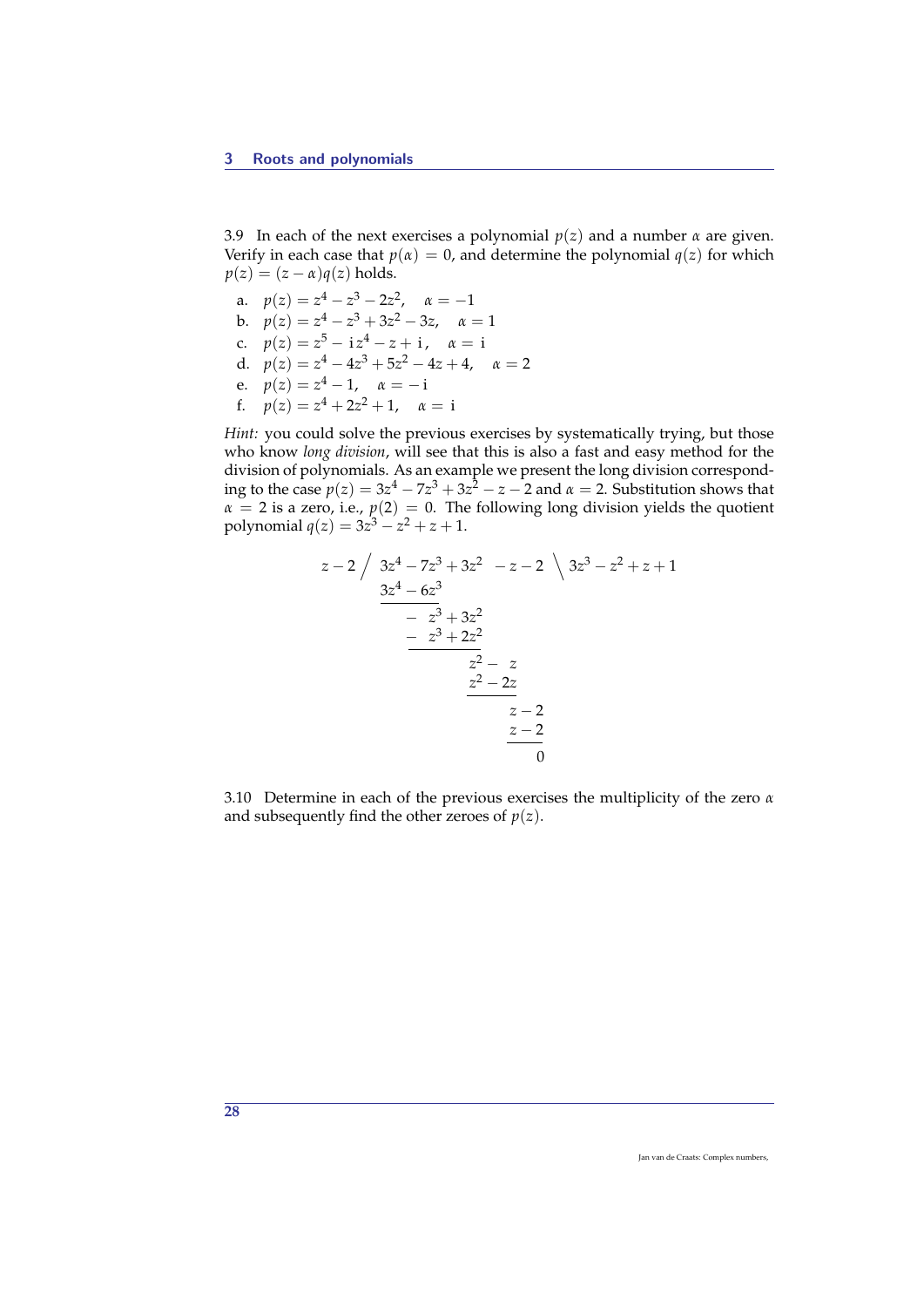3.9 In each of the next exercises a polynomial $p(z)$ and a number $\alpha$ are given. Verify in each case that $p(\alpha) = 0$, and determine the polynomial $q(z)$ for which $p(z) = (z - \alpha)q(z)$ holds.

a. $p(z) = z^4 - z^3 - 2z^2, \quad \alpha = -1$
b. $p(z) = z^4 - z^3 + 3z^2 - 3z, \quad \alpha = 1$
c. $p(z) = z^5 - \mathrm{i}\,z^4 - z + \mathrm{i}, \quad \alpha = \mathrm{i}$
d. $p(z) = z^4 - 4z^3 + 5z^2 - 4z + 4, \quad \alpha = 2$
e. $p(z) = z^4 - 1, \quad \alpha = -\mathrm{i}$
f. $p(z) = z^4 + 2z^2 + 1, \quad \alpha = \mathrm{i}$

*Hint:* you could solve the previous exercises by systematically trying, but those who know *long division*, will see that this is also a fast and easy method for the division of polynomials. As an example we present the long division corresponding to the case $p(z) = 3z^4 - 7z^3 + 3z^2 - z - 2$ and $\alpha = 2$. Substitution shows that $\alpha = 2$ is a zero, i.e., $p(2) = 0$. The following long division yields the quotient polynomial $q(z) = 3z^3 - z^2 + z + 1$.

$$
\begin{array}{l}
z - 2 \;\Big/\; 3z^4 - 7z^3 + 3z^2 - z - 2 \;\Big\backslash\; 3z^3 - z^2 + z + 1 \\
\qquad\quad \underline{3z^4 - 6z^3} \\
\qquad\qquad\; -\; z^3 + 3z^2 \\
\qquad\qquad\; \underline{-\; z^3 + 2z^2} \\
\qquad\qquad\qquad\quad z^2 - z \\
\qquad\qquad\qquad\quad \underline{z^2 - 2z} \\
\qquad\qquad\qquad\qquad\quad z - 2 \\
\qquad\qquad\qquad\qquad\quad \underline{z - 2} \\
\qquad\qquad\qquad\qquad\qquad\; 0
\end{array}
$$

3.10 Determine in each of the previous exercises the multiplicity of the zero $\alpha$ and subsequently find the other zeroes of $p(z)$.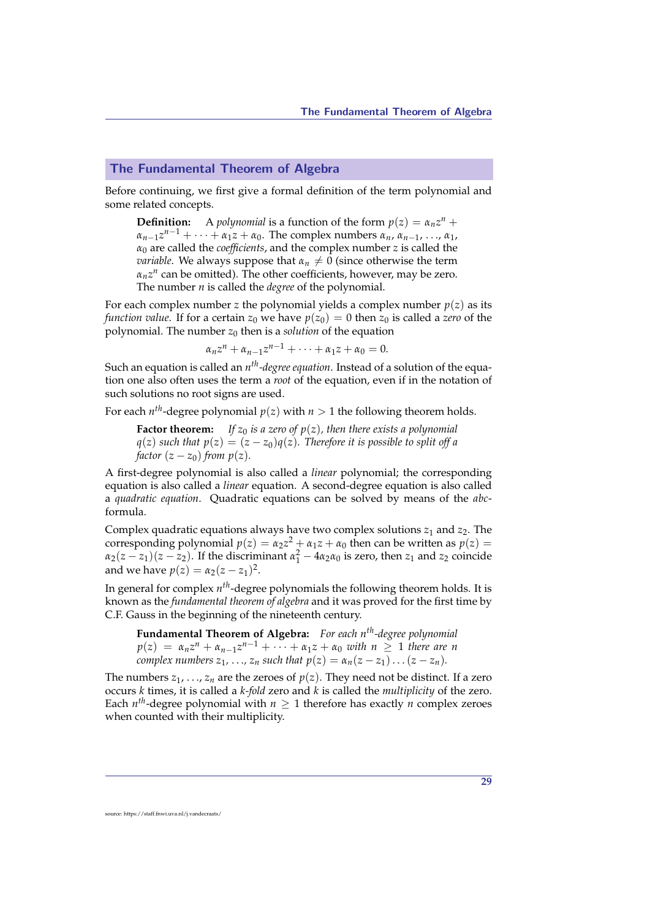## The Fundamental Theorem of Algebra

Before continuing, we first give a formal definition of the term polynomial and some related concepts.

> **Definition:** A *polynomial* is a function of the form $p(z) = \alpha_n z^n + \alpha_{n-1}z^{n-1} + \cdots + \alpha_1 z + \alpha_0$. The complex numbers $\alpha_n$, $\alpha_{n-1}$, ..., $\alpha_1$, $\alpha_0$ are called the *coefficients*, and the complex number $z$ is called the *variable*. We always suppose that $\alpha_n \neq 0$ (since otherwise the term $\alpha_n z^n$ can be omitted). The other coefficients, however, may be zero. The number $n$ is called the *degree* of the polynomial.

For each complex number $z$ the polynomial yields a complex number $p(z)$ as its *function value*. If for a certain $z_0$ we have $p(z_0) = 0$ then $z_0$ is called a *zero* of the polynomial. The number $z_0$ then is a *solution* of the equation

$$\alpha_n z^n + \alpha_{n-1}z^{n-1} + \cdots + \alpha_1 z + \alpha_0 = 0.$$

Such an equation is called an $n^{th}$*-degree equation*. Instead of a solution of the equation one also often uses the term a *root* of the equation, even if in the notation of such solutions no root signs are used.

For each $n^{th}$-degree polynomial $p(z)$ with $n > 1$ the following theorem holds.

> **Factor theorem:** *If $z_0$ is a zero of $p(z)$, then there exists a polynomial $q(z)$ such that $p(z) = (z - z_0)q(z)$. Therefore it is possible to split off a factor $(z - z_0)$ from $p(z)$.*

A first-degree polynomial is also called a *linear* polynomial; the corresponding equation is also called a *linear* equation. A second-degree equation is also called a *quadratic equation*. Quadratic equations can be solved by means of the *abc*-formula.

Complex quadratic equations always have two complex solutions $z_1$ and $z_2$. The corresponding polynomial $p(z) = \alpha_2 z^2 + \alpha_1 z + \alpha_0$ then can be written as $p(z) = \alpha_2(z - z_1)(z - z_2)$. If the discriminant $\alpha_1^2 - 4\alpha_2\alpha_0$ is zero, then $z_1$ and $z_2$ coincide and we have $p(z) = \alpha_2(z - z_1)^2$.

In general for complex $n^{th}$-degree polynomials the following theorem holds. It is known as the *fundamental theorem of algebra* and it was proved for the first time by C.F. Gauss in the beginning of the nineteenth century.

> **Fundamental Theorem of Algebra:** *For each $n^{th}$-degree polynomial $p(z) = \alpha_n z^n + \alpha_{n-1}z^{n-1} + \cdots + \alpha_1 z + \alpha_0$ with $n \geq 1$ there are $n$ complex numbers $z_1$, ..., $z_n$ such that $p(z) = \alpha_n(z - z_1)\ldots(z - z_n)$.*

The numbers $z_1, \ldots, z_n$ are the zeroes of $p(z)$. They need not be distinct. If a zero occurs $k$ times, it is called a $k$*-fold* zero and $k$ is called the *multiplicity* of the zero. Each $n^{th}$-degree polynomial with $n \geq 1$ therefore has exactly $n$ complex zeroes when counted with their multiplicity.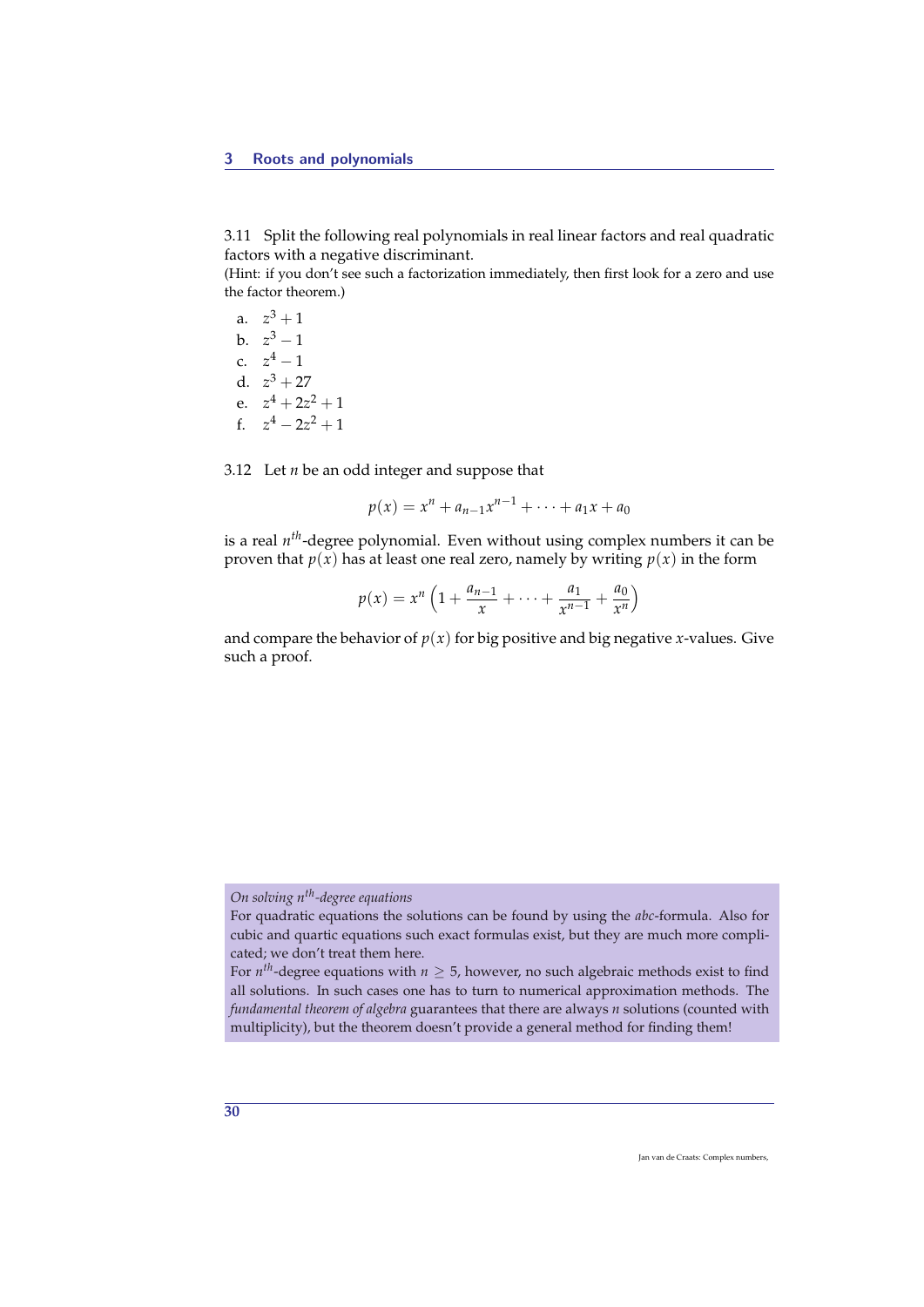3.11 Split the following real polynomials in real linear factors and real quadratic factors with a negative discriminant.
(Hint: if you don't see such a factorization immediately, then first look for a zero and use the factor theorem.)

a. $z^3 + 1$
b. $z^3 - 1$
c. $z^4 - 1$
d. $z^3 + 27$
e. $z^4 + 2z^2 + 1$
f. $z^4 - 2z^2 + 1$

3.12 Let $n$ be an odd integer and suppose that

$$p(x) = x^n + a_{n-1}x^{n-1} + \cdots + a_1 x + a_0$$

is a real $n^{th}$-degree polynomial. Even without using complex numbers it can be proven that $p(x)$ has at least one real zero, namely by writing $p(x)$ in the form

$$p(x) = x^n \left(1 + \frac{a_{n-1}}{x} + \cdots + \frac{a_1}{x^{n-1}} + \frac{a_0}{x^n}\right)$$

and compare the behavior of $p(x)$ for big positive and big negative $x$-values. Give such a proof.

*On solving $n^{th}$-degree equations*
For quadratic equations the solutions can be found by using the *abc*-formula. Also for cubic and quartic equations such exact formulas exist, but they are much more complicated; we don't treat them here.
For $n^{th}$-degree equations with $n \geq 5$, however, no such algebraic methods exist to find all solutions. In such cases one has to turn to numerical approximation methods. The *fundamental theorem of algebra* guarantees that there are always $n$ solutions (counted with multiplicity), but the theorem doesn't provide a general method for finding them!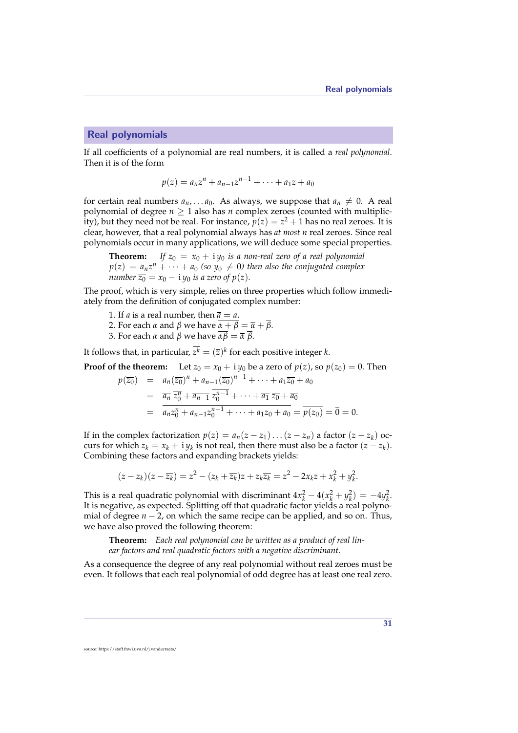## Real polynomials

If all coefficients of a polynomial are real numbers, it is called a *real polynomial*. Then it is of the form

$$p(z) = a_n z^n + a_{n-1} z^{n-1} + \cdots + a_1 z + a_0$$

for certain real numbers $a_n, \ldots a_0$. As always, we suppose that $a_n \neq 0$. A real polynomial of degree $n \geq 1$ also has $n$ complex zeroes (counted with multiplicity), but they need not be real. For instance, $p(z) = z^2 + 1$ has no real zeroes. It is clear, however, that a real polynomial always has *at most* $n$ real zeroes. Since real polynomials occur in many applications, we will deduce some special properties.

> **Theorem:** *If $z_0 = x_0 + \mathrm{i}\, y_0$ is a non-real zero of a real polynomial $p(z) = a_n z^n + \cdots + a_0$ (so $y_0 \neq 0$) then also the conjugated complex number $\overline{z_0} = x_0 - \mathrm{i}\, y_0$ is a zero of $p(z)$.*

The proof, which is very simple, relies on three properties which follow immediately from the definition of conjugated complex number:

1. If $a$ is a real number, then $\overline{a} = a$.
2. For each $\alpha$ and $\beta$ we have $\overline{\alpha + \beta} = \overline{\alpha} + \overline{\beta}$.
3. For each $\alpha$ and $\beta$ we have $\overline{\alpha\beta} = \overline{\alpha}\,\overline{\beta}$.

It follows that, in particular, $\overline{z^k} = (\overline{z})^k$ for each positive integer $k$.

**Proof of the theorem:** Let $z_0 = x_0 + \mathrm{i}\, y_0$ be a zero of $p(z)$, so $p(z_0) = 0$. Then

$$\begin{aligned}
p(\overline{z_0}) &= a_n (\overline{z_0})^n + a_{n-1} (\overline{z_0})^{n-1} + \cdots + a_1 \overline{z_0} + a_0 \\
&= \overline{a_n}\,\overline{z_0^n} + \overline{a_{n-1}}\,\overline{z_0^{n-1}} + \cdots + \overline{a_1}\,\overline{z_0} + \overline{a_0} \\
&= \overline{a_n z_0^n + a_{n-1} z_0^{n-1} + \cdots + a_1 z_0 + a_0} = \overline{p(z_0)} = \overline{0} = 0.
\end{aligned}$$

If in the complex factorization $p(z) = a_n (z - z_1) \ldots (z - z_n)$ a factor $(z - z_k)$ occurs for which $z_k = x_k + \mathrm{i}\, y_k$ is not real, then there must also be a factor $(z - \overline{z_k})$. Combining these factors and expanding brackets yields:

$$(z - z_k)(z - \overline{z_k}) = z^2 - (z_k + \overline{z_k}) z + z_k \overline{z_k} = z^2 - 2x_k z + x_k^2 + y_k^2.$$

This is a real quadratic polynomial with discriminant $4x_k^2 - 4(x_k^2 + y_k^2) = -4y_k^2$. It is negative, as expected. Splitting off that quadratic factor yields a real polynomial of degree $n - 2$, on which the same recipe can be applied, and so on. Thus, we have also proved the following theorem:

> **Theorem:** *Each real polynomial can be written as a product of real linear factors and real quadratic factors with a negative discriminant.*

As a consequence the degree of any real polynomial without real zeroes must be even. It follows that each real polynomial of odd degree has at least one real zero.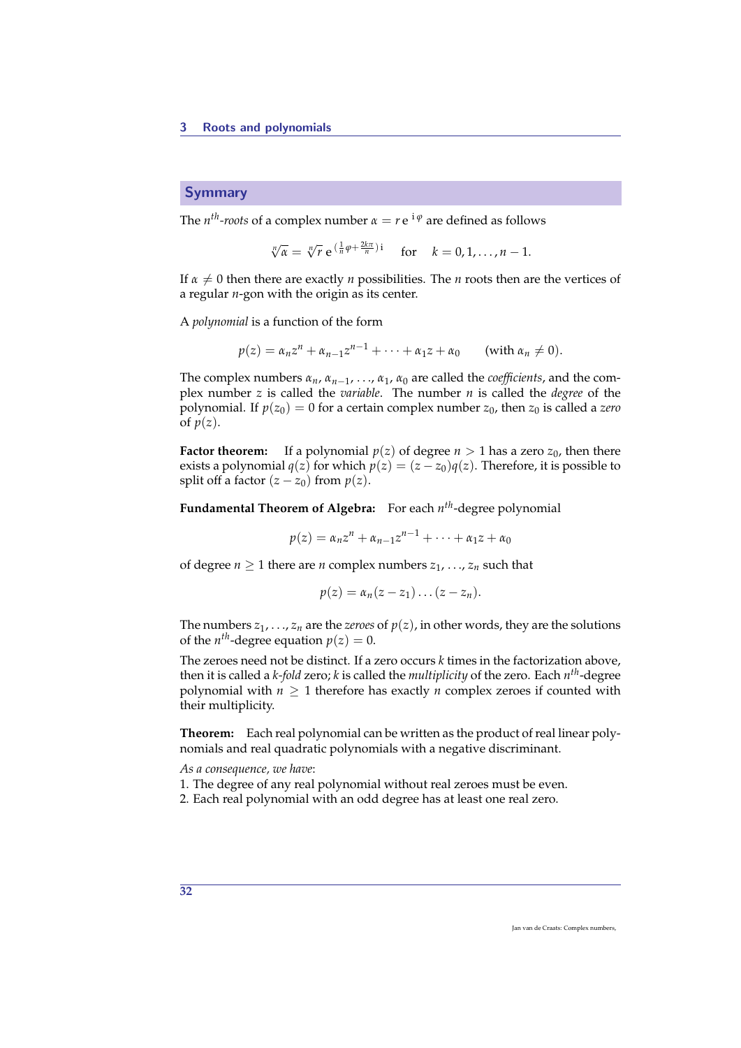## Symmary

The $n^{th}$-*roots* of a complex number $\alpha = r\,\mathrm{e}^{\,\mathrm{i}\,\varphi}$ are defined as follows

$$\sqrt[n]{\alpha} = \sqrt[n]{r}\;\mathrm{e}^{\,(\frac{1}{n}\varphi + \frac{2k\pi}{n})\,\mathrm{i}} \quad \text{for} \quad k = 0, 1, \ldots, n-1.$$

If $\alpha \neq 0$ then there are exactly $n$ possibilities. The $n$ roots then are the vertices of a regular $n$-gon with the origin as its center.

A *polynomial* is a function of the form

$$p(z) = \alpha_n z^n + \alpha_{n-1} z^{n-1} + \cdots + \alpha_1 z + \alpha_0 \qquad (\text{with } \alpha_n \neq 0).$$

The complex numbers $\alpha_n$, $\alpha_{n-1}$, ..., $\alpha_1$, $\alpha_0$ are called the *coefficients*, and the complex number $z$ is called the *variable*. The number $n$ is called the *degree* of the polynomial. If $p(z_0) = 0$ for a certain complex number $z_0$, then $z_0$ is called a *zero* of $p(z)$.

**Factor theorem:** If a polynomial $p(z)$ of degree $n > 1$ has a zero $z_0$, then there exists a polynomial $q(z)$ for which $p(z) = (z - z_0)q(z)$. Therefore, it is possible to split off a factor $(z - z_0)$ from $p(z)$.

**Fundamental Theorem of Algebra:** For each $n^{th}$-degree polynomial

$$p(z) = \alpha_n z^n + \alpha_{n-1} z^{n-1} + \cdots + \alpha_1 z + \alpha_0$$

of degree $n \geq 1$ there are $n$ complex numbers $z_1, \ldots, z_n$ such that

$$p(z) = \alpha_n (z - z_1) \ldots (z - z_n).$$

The numbers $z_1, \ldots, z_n$ are the *zeroes* of $p(z)$, in other words, they are the solutions of the $n^{th}$-degree equation $p(z) = 0$.

The zeroes need not be distinct. If a zero occurs $k$ times in the factorization above, then it is called a *k-fold* zero; $k$ is called the *multiplicity* of the zero. Each $n^{th}$-degree polynomial with $n \geq 1$ therefore has exactly $n$ complex zeroes if counted with their multiplicity.

**Theorem:** Each real polynomial can be written as the product of real linear polynomials and real quadratic polynomials with a negative discriminant.

*As a consequence, we have*:

1. The degree of any real polynomial without real zeroes must be even.
2. Each real polynomial with an odd degree has at least one real zero.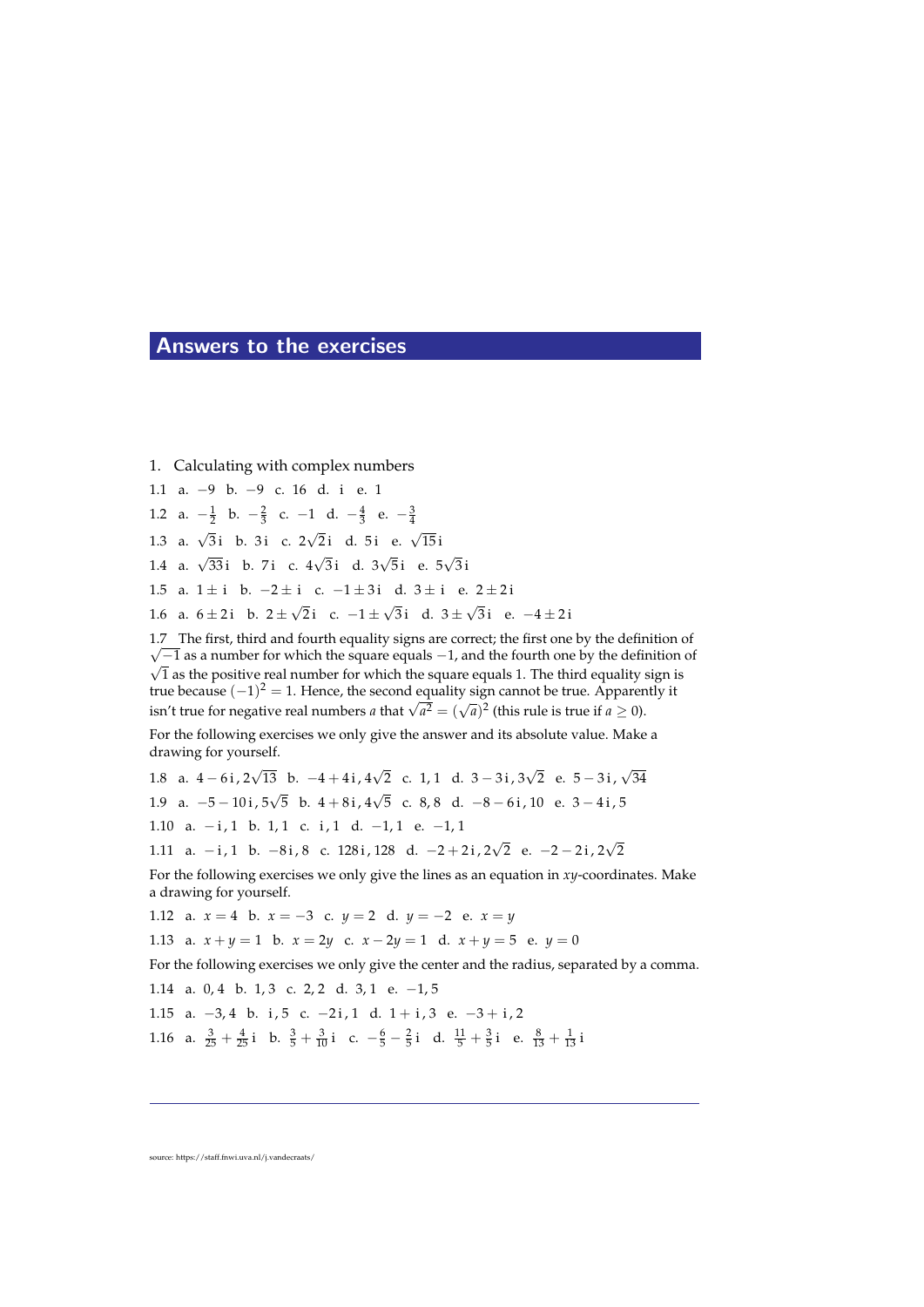# Answers to the exercises

## 1. Calculating with complex numbers

1.1 a. $-9$ b. $-9$ c. $16$ d. $\mathrm{i}$ e. $1$

1.2 a. $-\frac{1}{2}$ b. $-\frac{2}{3}$ c. $-1$ d. $-\frac{4}{3}$ e. $-\frac{3}{4}$

1.3 a. $\sqrt{3}\,\mathrm{i}$ b. $3\,\mathrm{i}$ c. $2\sqrt{2}\,\mathrm{i}$ d. $5\,\mathrm{i}$ e. $\sqrt{15}\,\mathrm{i}$

1.4 a. $\sqrt{33}\,\mathrm{i}$ b. $7\,\mathrm{i}$ c. $4\sqrt{3}\,\mathrm{i}$ d. $3\sqrt{5}\,\mathrm{i}$ e. $5\sqrt{3}\,\mathrm{i}$

1.5 a. $1 \pm \mathrm{i}$ b. $-2 \pm \mathrm{i}$ c. $-1 \pm 3\,\mathrm{i}$ d. $3 \pm \mathrm{i}$ e. $2 \pm 2\,\mathrm{i}$

1.6 a. $6 \pm 2\,\mathrm{i}$ b. $2 \pm \sqrt{2}\,\mathrm{i}$ c. $-1 \pm \sqrt{3}\,\mathrm{i}$ d. $3 \pm \sqrt{3}\,\mathrm{i}$ e. $-4 \pm 2\,\mathrm{i}$

1.7 The first, third and fourth equality signs are correct; the first one by the definition of $\sqrt{-1}$ as a number for which the square equals $-1$, and the fourth one by the definition of $\sqrt{1}$ as the positive real number for which the square equals 1. The third equality sign is true because $(-1)^2 = 1$. Hence, the second equality sign cannot be true. Apparently it isn't true for negative real numbers $a$ that $\sqrt{a^2} = (\sqrt{a})^2$ (this rule is true if $a \geq 0$).

For the following exercises we only give the answer and its absolute value. Make a drawing for yourself.

1.8 a. $4 - 6\,\mathrm{i}, 2\sqrt{13}$ b. $-4 + 4\,\mathrm{i}, 4\sqrt{2}$ c. $1, 1$ d. $3 - 3\,\mathrm{i}, 3\sqrt{2}$ e. $5 - 3\,\mathrm{i}, \sqrt{34}$

1.9 a. $-5 - 10\,\mathrm{i}, 5\sqrt{5}$ b. $4 + 8\,\mathrm{i}, 4\sqrt{5}$ c. $8, 8$ d. $-8 - 6\,\mathrm{i}, 10$ e. $3 - 4\,\mathrm{i}, 5$

1.10 a. $-\mathrm{i}, 1$ b. $1, 1$ c. $\mathrm{i}, 1$ d. $-1, 1$ e. $-1, 1$

1.11 a. $-\mathrm{i}, 1$ b. $-8\,\mathrm{i}, 8$ c. $128\,\mathrm{i}, 128$ d. $-2 + 2\,\mathrm{i}, 2\sqrt{2}$ e. $-2 - 2\,\mathrm{i}, 2\sqrt{2}$

For the following exercises we only give the lines as an equation in $xy$-coordinates. Make a drawing for yourself.

1.12 a. $x = 4$ b. $x = -3$ c. $y = 2$ d. $y = -2$ e. $x = y$

1.13 a. $x + y = 1$ b. $x = 2y$ c. $x - 2y = 1$ d. $x + y = 5$ e. $y = 0$

For the following exercises we only give the center and the radius, separated by a comma.

1.14 a. $0, 4$ b. $1, 3$ c. $2, 2$ d. $3, 1$ e. $-1, 5$

1.15 a. $-3, 4$ b. $\mathrm{i}, 5$ c. $-2\,\mathrm{i}, 1$ d. $1 + \mathrm{i}, 3$ e. $-3 + \mathrm{i}, 2$

1.16 a. $\frac{3}{25} + \frac{4}{25}\,\mathrm{i}$ b. $\frac{3}{5} + \frac{3}{10}\,\mathrm{i}$ c. $-\frac{6}{5} - \frac{2}{5}\,\mathrm{i}$ d. $\frac{11}{5} + \frac{3}{5}\,\mathrm{i}$ e. $\frac{8}{13} + \frac{1}{13}\,\mathrm{i}$

source: https://staff.fnwi.uva.nl/j.vandecraats/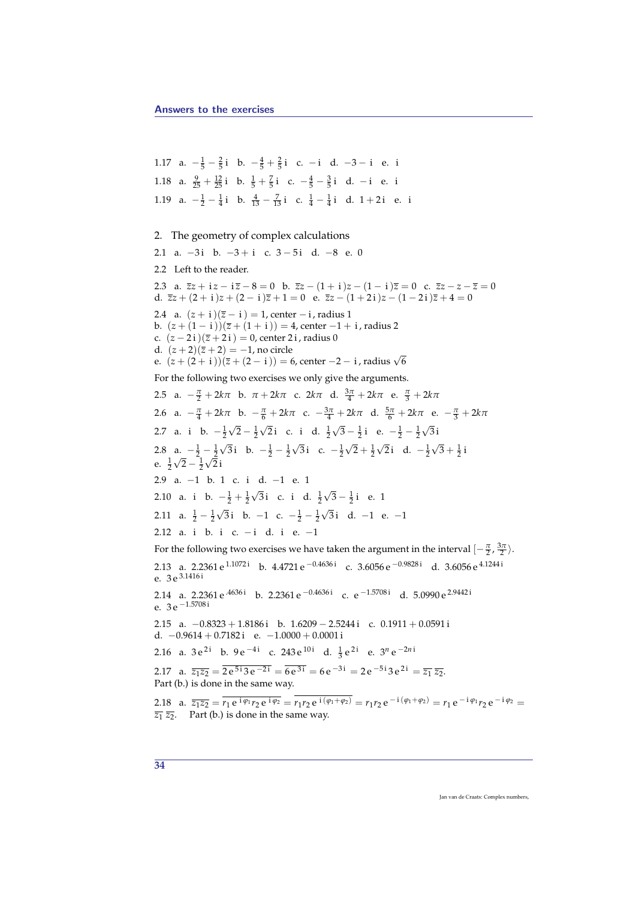1.17 a. $-\frac{1}{5}-\frac{2}{5}\,\mathrm{i}$ b. $-\frac{4}{5}+\frac{2}{5}\,\mathrm{i}$ c. $-\mathrm{i}$ d. $-3-\mathrm{i}$ e. $\mathrm{i}$

1.18 a. $\frac{9}{25}+\frac{12}{25}\,\mathrm{i}$ b. $\frac{1}{5}+\frac{7}{5}\,\mathrm{i}$ c. $-\frac{4}{5}-\frac{3}{5}\,\mathrm{i}$ d. $-\mathrm{i}$ e. $\mathrm{i}$

1.19 a. $-\frac{1}{2}-\frac{1}{4}\,\mathrm{i}$ b. $\frac{4}{13}-\frac{7}{13}\,\mathrm{i}$ c. $\frac{1}{4}-\frac{1}{4}\,\mathrm{i}$ d. $1+2\,\mathrm{i}$ e. $\mathrm{i}$

## 2. The geometry of complex calculations

2.1 a. $-3\,\mathrm{i}$ b. $-3+\mathrm{i}$ c. $3-5\,\mathrm{i}$ d. $-8$ e. $0$

2.2 Left to the reader.

2.3 a. $\overline{z}z+\mathrm{i}\,z-\mathrm{i}\,\overline{z}-8=0$ b. $\overline{z}z-(1+\mathrm{i})z-(1-\mathrm{i})\overline{z}=0$ c. $\overline{z}z-z-\overline{z}=0$
d. $\overline{z}z+(2+\mathrm{i})z+(2-\mathrm{i})\overline{z}+1=0$ e. $\overline{z}z-(1+2\,\mathrm{i})z-(1-2\,\mathrm{i})\overline{z}+4=0$

2.4 a. $(z+\mathrm{i})(\overline{z}-\mathrm{i})=1$, center $-\mathrm{i}$, radius 1
b. $(z+(1-\mathrm{i}))(\overline{z}+(1+\mathrm{i}))=4$, center $-1+\mathrm{i}$, radius 2
c. $(z-2\,\mathrm{i})(\overline{z}+2\,\mathrm{i})=0$, center $2\,\mathrm{i}$, radius 0
d. $(z+2)(\overline{z}+2)=-1$, no circle
e. $(z+(2+\mathrm{i}))(\overline{z}+(2-\mathrm{i}))=6$, center $-2-\mathrm{i}$, radius $\sqrt{6}$

For the following two exercises we only give the arguments.

2.5 a. $-\frac{\pi}{2}+2k\pi$ b. $\pi+2k\pi$ c. $2k\pi$ d. $\frac{3\pi}{4}+2k\pi$ e. $\frac{\pi}{3}+2k\pi$

2.6 a. $-\frac{\pi}{4}+2k\pi$ b. $-\frac{\pi}{6}+2k\pi$ c. $-\frac{3\pi}{4}+2k\pi$ d. $\frac{5\pi}{6}+2k\pi$ e. $-\frac{\pi}{3}+2k\pi$

2.7 a. $\mathrm{i}$ b. $-\frac{1}{2}\sqrt{2}-\frac{1}{2}\sqrt{2}\,\mathrm{i}$ c. $\mathrm{i}$ d. $\frac{1}{2}\sqrt{3}-\frac{1}{2}\,\mathrm{i}$ e. $-\frac{1}{2}-\frac{1}{2}\sqrt{3}\,\mathrm{i}$

2.8 a. $-\frac{1}{2}-\frac{1}{2}\sqrt{3}\,\mathrm{i}$ b. $-\frac{1}{2}-\frac{1}{2}\sqrt{3}\,\mathrm{i}$ c. $-\frac{1}{2}\sqrt{2}+\frac{1}{2}\sqrt{2}\,\mathrm{i}$ d. $-\frac{1}{2}\sqrt{3}+\frac{1}{2}\,\mathrm{i}$
e. $\frac{1}{2}\sqrt{2}-\frac{1}{2}\sqrt{2}\,\mathrm{i}$

2.9 a. $-1$ b. $1$ c. $\mathrm{i}$ d. $-1$ e. $1$

2.10 a. $\mathrm{i}$ b. $-\frac{1}{2}+\frac{1}{2}\sqrt{3}\,\mathrm{i}$ c. $\mathrm{i}$ d. $\frac{1}{2}\sqrt{3}-\frac{1}{2}\,\mathrm{i}$ e. $1$

2.11 a. $\frac{1}{2}-\frac{1}{2}\sqrt{3}\,\mathrm{i}$ b. $-1$ c. $-\frac{1}{2}-\frac{1}{2}\sqrt{3}\,\mathrm{i}$ d. $-1$ e. $-1$

2.12 a. $\mathrm{i}$ b. $\mathrm{i}$ c. $-\mathrm{i}$ d. $\mathrm{i}$ e. $-1$

For the following two exercises we have taken the argument in the interval $[-\frac{\pi}{2},\frac{3\pi}{2}\rangle$.

2.13 a. $2.2361\,\mathrm{e}^{1.1072\,\mathrm{i}}$ b. $4.4721\,\mathrm{e}^{-0.4636\,\mathrm{i}}$ c. $3.6056\,\mathrm{e}^{-0.9828\,\mathrm{i}}$ d. $3.6056\,\mathrm{e}^{4.1244\,\mathrm{i}}$
e. $3\,\mathrm{e}^{3.1416\,\mathrm{i}}$

2.14 a. $2.2361\,\mathrm{e}^{.4636\,\mathrm{i}}$ b. $2.2361\,\mathrm{e}^{-0.4636\,\mathrm{i}}$ c. $\mathrm{e}^{-1.5708\,\mathrm{i}}$ d. $5.0990\,\mathrm{e}^{2.9442\,\mathrm{i}}$
e. $3\,\mathrm{e}^{-1.5708\,\mathrm{i}}$

2.15 a. $-0.8323+1.8186\,\mathrm{i}$ b. $1.6209-2.5244\,\mathrm{i}$ c. $0.1911+0.0591\,\mathrm{i}$
d. $-0.9614+0.7182\,\mathrm{i}$ e. $-1.0000+0.0001\,\mathrm{i}$

2.16 a. $3\,\mathrm{e}^{2\,\mathrm{i}}$ b. $9\,\mathrm{e}^{-4\,\mathrm{i}}$ c. $243\,\mathrm{e}^{10\,\mathrm{i}}$ d. $\frac{1}{3}\,\mathrm{e}^{2\,\mathrm{i}}$ e. $3^n\,\mathrm{e}^{-2n\,\mathrm{i}}$

2.17 a. $\overline{z_1 z_2}=\overline{2\,\mathrm{e}^{5\,\mathrm{i}}3\,\mathrm{e}^{-2\,\mathrm{i}}}=\overline{6\,\mathrm{e}^{3\,\mathrm{i}}}=6\,\mathrm{e}^{-3\,\mathrm{i}}=2\,\mathrm{e}^{-5\,\mathrm{i}}3\,\mathrm{e}^{2\,\mathrm{i}}=\overline{z_1}\;\overline{z_2}$.
Part (b.) is done in the same way.

2.18 a. $\overline{z_1 z_2}=\overline{r_1\,\mathrm{e}^{\,\mathrm{i}\,\varphi_1}r_2\,\mathrm{e}^{\,\mathrm{i}\,\varphi_2}}=\overline{r_1 r_2\,\mathrm{e}^{\,\mathrm{i}\,(\varphi_1+\varphi_2)}}=r_1 r_2\,\mathrm{e}^{-\,\mathrm{i}\,(\varphi_1+\varphi_2)}=r_1\,\mathrm{e}^{-\,\mathrm{i}\,\varphi_1}r_2\,\mathrm{e}^{-\,\mathrm{i}\,\varphi_2}=$
$\overline{z_1}\;\overline{z_2}$. Part (b.) is done in the same way.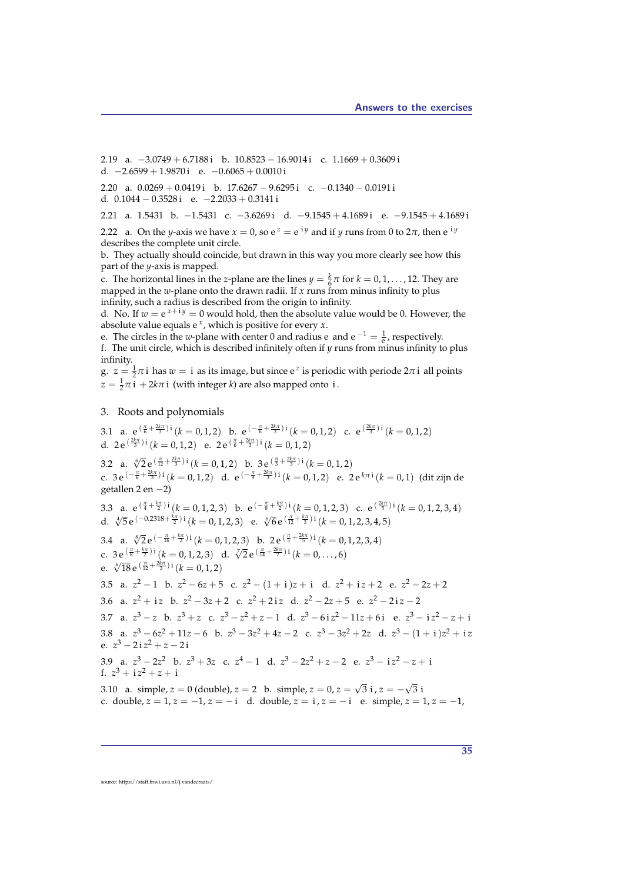2.19 a. $-3.0749 + 6.7188\,\mathrm{i}$ b. $10.8523 - 16.9014\,\mathrm{i}$ c. $1.1669 + 0.3609\,\mathrm{i}$
d. $-2.6599 + 1.9870\,\mathrm{i}$ e. $-0.6065 + 0.0010\,\mathrm{i}$

2.20 a. $0.0269 + 0.0419\,\mathrm{i}$ b. $17.6267 - 9.6295\,\mathrm{i}$ c. $-0.1340 - 0.0191\,\mathrm{i}$
d. $0.1044 - 0.3528\,\mathrm{i}$ e. $-2.2033 + 0.3141\,\mathrm{i}$

2.21 a. $1.5431$ b. $-1.5431$ c. $-3.6269\,\mathrm{i}$ d. $-9.1545 + 4.1689\,\mathrm{i}$ e. $-9.1545 + 4.1689\,\mathrm{i}$

2.22 a. On the $y$-axis we have $x = 0$, so $\mathrm{e}^{z} = \mathrm{e}^{\,\mathrm{i}y}$ and if $y$ runs from 0 to $2\pi$, then $\mathrm{e}^{\,\mathrm{i}y}$ describes the complete unit circle.
b. They actually should coincide, but drawn in this way you more clearly see how this part of the $y$-axis is mapped.
c. The horizontal lines in the $z$-plane are the lines $y = \frac{k}{6}\pi$ for $k = 0, 1, \ldots, 12$. They are mapped in the $w$-plane onto the drawn radii. If $x$ runs from minus infinity to plus infinity, such a radius is described from the origin to infinity.
d. No. If $w = \mathrm{e}^{\,x+\mathrm{i}y} = 0$ would hold, then the absolute value would be 0. However, the absolute value equals $\mathrm{e}^{\,x}$, which is positive for every $x$.
e. The circles in the $w$-plane with center 0 and radius $\mathrm{e}$ and $\mathrm{e}^{-1} = \frac{1}{\mathrm{e}}$, respectively.
f. The unit circle, which is described infinitely often if $y$ runs from minus infinity to plus infinity.
g. $z = \frac{1}{2}\pi\,\mathrm{i}$ has $w = \mathrm{i}$ as its image, but since $\mathrm{e}^{z}$ is periodic with periode $2\pi\,\mathrm{i}$ all points $z = \frac{1}{2}\pi\,\mathrm{i} + 2k\pi\,\mathrm{i}$ (with integer $k$) are also mapped onto $\mathrm{i}$.

## 3. Roots and polynomials

3.1 a. $\mathrm{e}^{\left(\frac{\pi}{6}+\frac{2k\pi}{3}\right)\mathrm{i}}\,(k=0,1,2)$ b. $\mathrm{e}^{\left(-\frac{\pi}{6}+\frac{2k\pi}{3}\right)\mathrm{i}}\,(k=0,1,2)$ c. $\mathrm{e}^{\left(\frac{2k\pi}{3}\right)\mathrm{i}}\,(k=0,1,2)$
d. $2\,\mathrm{e}^{\left(\frac{2k\pi}{3}\right)\mathrm{i}}\,(k=0,1,2)$ e. $2\,\mathrm{e}^{\left(\frac{\pi}{6}+\frac{2k\pi}{3}\right)\mathrm{i}}\,(k=0,1,2)$

3.2 a. $\sqrt[6]{2}\,\mathrm{e}^{\left(\frac{\pi}{12}+\frac{2k\pi}{3}\right)\mathrm{i}}\,(k=0,1,2)$ b. $3\,\mathrm{e}^{\left(\frac{\pi}{3}+\frac{2k\pi}{3}\right)\mathrm{i}}\,(k=0,1,2)$
c. $3\,\mathrm{e}^{\left(-\frac{\pi}{6}+\frac{2k\pi}{3}\right)\mathrm{i}}\,(k=0,1,2)$ d. $\mathrm{e}^{\left(-\frac{\pi}{9}+\frac{2k\pi}{3}\right)\mathrm{i}}\,(k=0,1,2)$ e. $2\,\mathrm{e}^{k\pi\,\mathrm{i}}\,(k=0,1)$ (dit zijn de getallen 2 en $-2$)

3.3 a. $\mathrm{e}^{\left(\frac{\pi}{4}+\frac{k\pi}{2}\right)\mathrm{i}}\,(k=0,1,2,3)$ b. $\mathrm{e}^{\left(-\frac{\pi}{8}+\frac{k\pi}{2}\right)\mathrm{i}}\,(k=0,1,2,3)$ c. $\mathrm{e}^{\left(\frac{2k\pi}{5}\right)\mathrm{i}}\,(k=0,1,2,3,4)$
d. $\sqrt[4]{5}\,\mathrm{e}^{\left(-0.2318+\frac{k\pi}{2}\right)\mathrm{i}}\,(k=0,1,2,3)$ e. $\sqrt[6]{6}\,\mathrm{e}^{\left(\frac{\pi}{12}+\frac{k\pi}{3}\right)\mathrm{i}}\,(k=0,1,2,3,4,5)$

3.4 a. $\sqrt[8]{2}\,\mathrm{e}^{\left(-\frac{\pi}{16}+\frac{k\pi}{2}\right)\mathrm{i}}\,(k=0,1,2,3)$ b. $2\,\mathrm{e}^{\left(\frac{\pi}{5}+\frac{2k\pi}{5}\right)\mathrm{i}}\,(k=0,1,2,3,4)$
c. $3\,\mathrm{e}^{\left(\frac{\pi}{8}+\frac{k\pi}{2}\right)\mathrm{i}}\,(k=0,1,2,3)$ d. $\sqrt[7]{2}\,\mathrm{e}^{\left(\frac{\pi}{14}+\frac{2k\pi}{7}\right)\mathrm{i}}\,(k=0,\ldots,6)$
e. $\sqrt[6]{18}\,\mathrm{e}^{\left(\frac{\pi}{12}+\frac{2k\pi}{3}\right)\mathrm{i}}\,(k=0,1,2)$

3.5 a. $z^2-1$ b. $z^2-6z+5$ c. $z^2-(1+\mathrm{i})z+\mathrm{i}$ d. $z^2+\mathrm{i}z+2$ e. $z^2-2z+2$

3.6 a. $z^2+\mathrm{i}z$ b. $z^2-3z+2$ c. $z^2+2\mathrm{i}z$ d. $z^2-2z+5$ e. $z^2-2\mathrm{i}z-2$

3.7 a. $z^3-z$ b. $z^3+z$ c. $z^3-z^2+z-1$ d. $z^3-6\mathrm{i}z^2-11z+6\mathrm{i}$ e. $z^3-\mathrm{i}z^2-z+\mathrm{i}$

3.8 a. $z^3-6z^2+11z-6$ b. $z^3-3z^2+4z-2$ c. $z^3-3z^2+2z$ d. $z^3-(1+\mathrm{i})z^2+\mathrm{i}z$
e. $z^3-2\mathrm{i}z^2+z-2\mathrm{i}$

3.9 a. $z^3-2z^2$ b. $z^3+3z$ c. $z^4-1$ d. $z^3-2z^2+z-2$ e. $z^3-\mathrm{i}z^2-z+\mathrm{i}$
f. $z^3+\mathrm{i}z^2+z+\mathrm{i}$

3.10 a. simple, $z=0$ (double), $z=2$ b. simple, $z=0$, $z=\sqrt{3}\,\mathrm{i}$, $z=-\sqrt{3}\,\mathrm{i}$
c. double, $z=1$, $z=-1$, $z=-\mathrm{i}$ d. double, $z=\mathrm{i}$, $z=-\mathrm{i}$ e. simple, $z=1$, $z=-1$,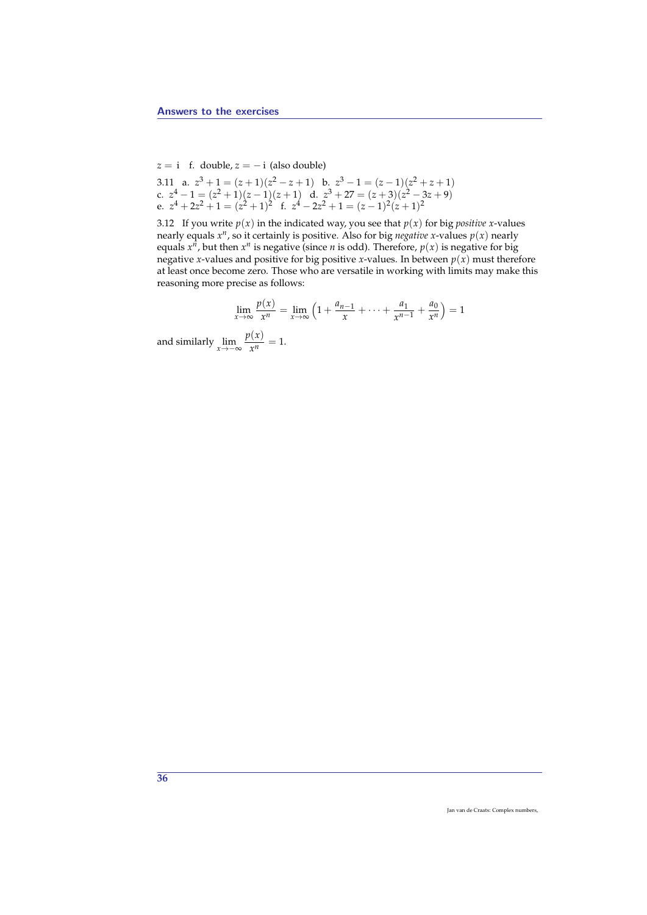$z = \mathrm{i}$ f. double, $z = -\mathrm{i}$ (also double)

3.11 a. $z^3 + 1 = (z+1)(z^2 - z + 1)$ b. $z^3 - 1 = (z-1)(z^2 + z + 1)$
c. $z^4 - 1 = (z^2+1)(z-1)(z+1)$ d. $z^3 + 27 = (z+3)(z^2 - 3z + 9)$
e. $z^4 + 2z^2 + 1 = (z^2+1)^2$ f. $z^4 - 2z^2 + 1 = (z-1)^2(z+1)^2$

3.12 If you write $p(x)$ in the indicated way, you see that $p(x)$ for big *positive* $x$-values nearly equals $x^n$, so it certainly is positive. Also for big *negative* $x$-values $p(x)$ nearly equals $x^n$, but then $x^n$ is negative (since $n$ is odd). Therefore, $p(x)$ is negative for big negative $x$-values and positive for big positive $x$-values. In between $p(x)$ must therefore at least once become zero. Those who are versatile in working with limits may make this reasoning more precise as follows:

$$\lim_{x \to \infty} \frac{p(x)}{x^n} = \lim_{x \to \infty} \left(1 + \frac{a_{n-1}}{x} + \cdots + \frac{a_1}{x^{n-1}} + \frac{a_0}{x^n}\right) = 1$$

and similarly $\lim_{x \to -\infty} \dfrac{p(x)}{x^n} = 1$.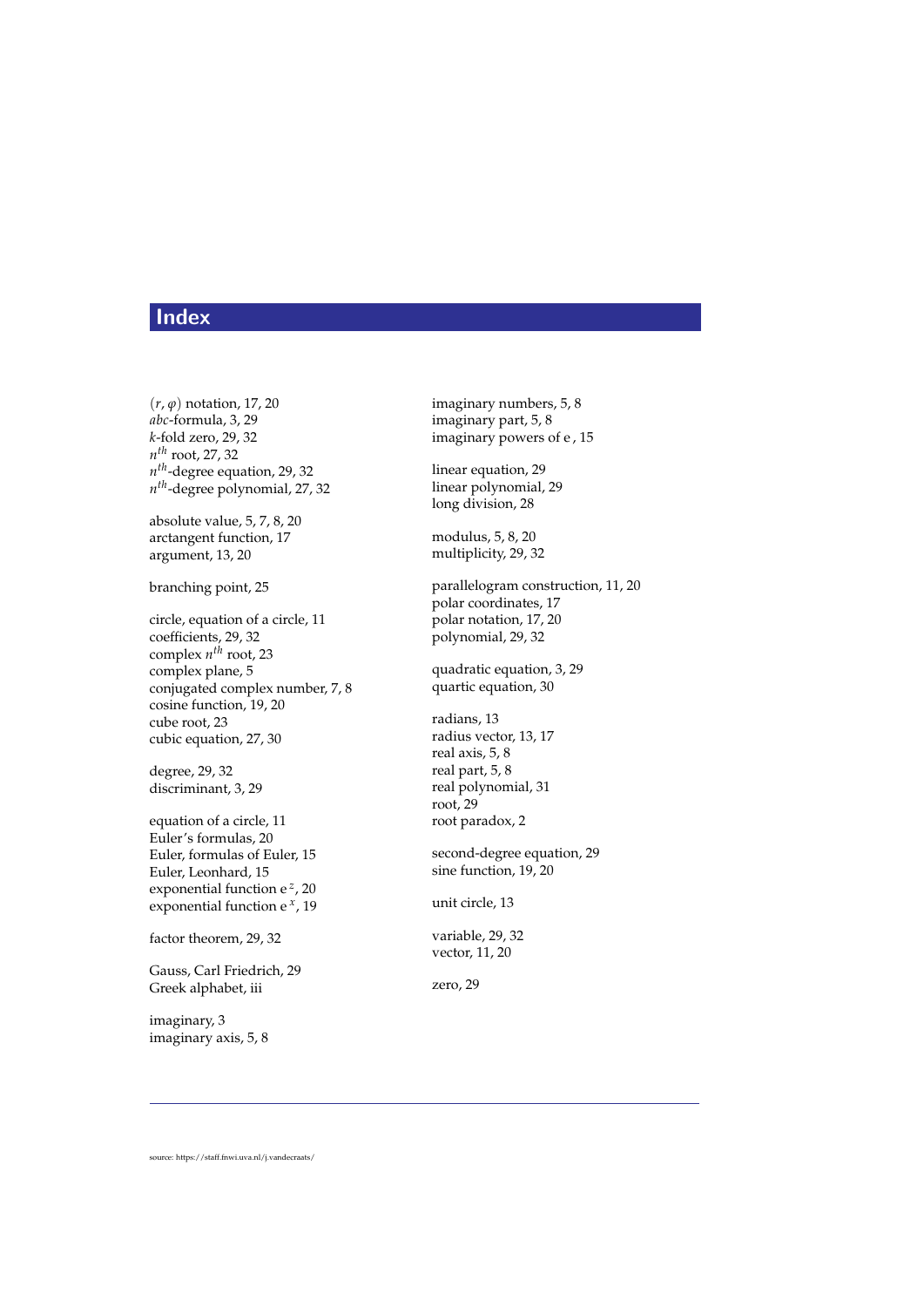# Index

$(r, \varphi)$ notation, 17, 20
*abc*-formula, 3, 29
*k*-fold zero, 29, 32
$n^{th}$ root, 27, 32
$n^{th}$-degree equation, 29, 32
$n^{th}$-degree polynomial, 27, 32

absolute value, 5, 7, 8, 20
arctangent function, 17
argument, 13, 20

branching point, 25

circle, equation of a circle, 11
coefficients, 29, 32
complex $n^{th}$ root, 23
complex plane, 5
conjugated complex number, 7, 8
cosine function, 19, 20
cube root, 23
cubic equation, 27, 30

degree, 29, 32
discriminant, 3, 29

equation of a circle, 11
Euler's formulas, 20
Euler, formulas of Euler, 15
Euler, Leonhard, 15
exponential function $\mathrm{e}^{z}$, 20
exponential function $\mathrm{e}^{x}$, 19

factor theorem, 29, 32

Gauss, Carl Friedrich, 29
Greek alphabet, iii

imaginary, 3
imaginary axis, 5, 8
imaginary numbers, 5, 8
imaginary part, 5, 8
imaginary powers of $\mathrm{e}$, 15

linear equation, 29
linear polynomial, 29
long division, 28

modulus, 5, 8, 20
multiplicity, 29, 32

parallelogram construction, 11, 20
polar coordinates, 17
polar notation, 17, 20
polynomial, 29, 32

quadratic equation, 3, 29
quartic equation, 30

radians, 13
radius vector, 13, 17
real axis, 5, 8
real part, 5, 8
real polynomial, 31
root, 29
root paradox, 2

second-degree equation, 29
sine function, 19, 20

unit circle, 13

variable, 29, 32
vector, 11, 20

zero, 29

source: https://staff.fnwi.uva.nl/j.vandecraats/